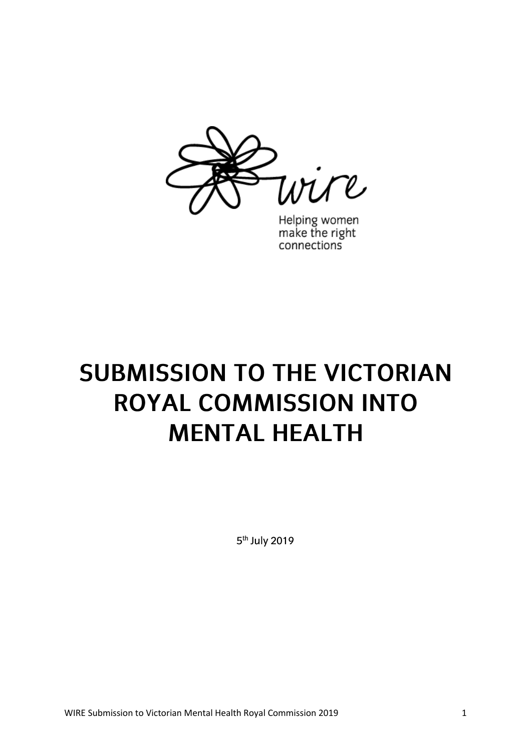wire

Helping women make the right connections

# SUBMISSION TO THE VICTORIAN ROYAL COMMISSION INTO MENTAL HEALTH

5th July 2019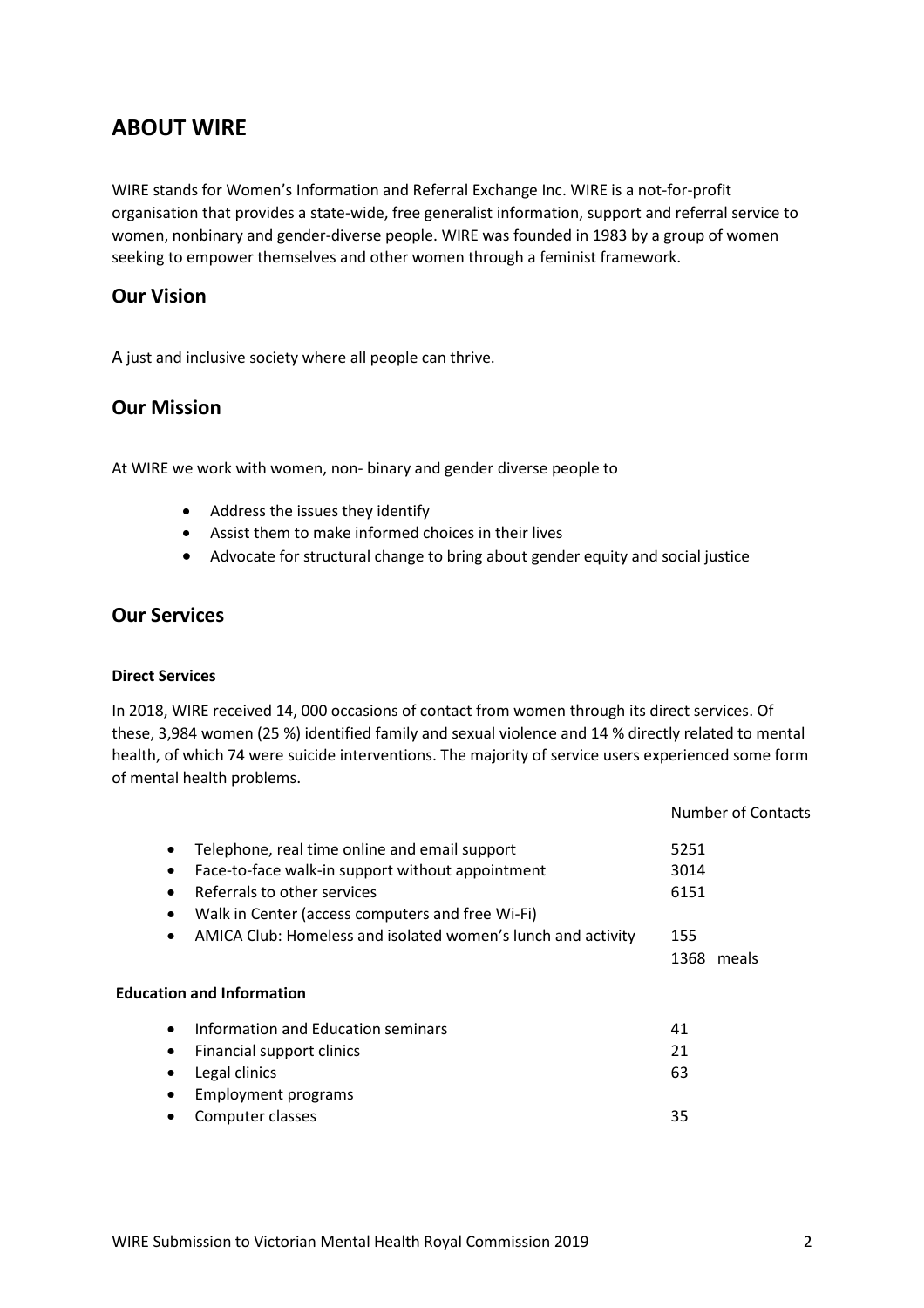## ABOUT WIRE

WIRE stands for Women's Information and Referral Exchange Inc. WIRE is a not-for-profit organisation that provides a state-wide, free generalist information, support and referral service to women, nonbinary and gender-diverse people. WIRE was founded in 1983 by a group of women seeking to empower themselves and other women through a feminist framework.

## Our Vision

A just and inclusive society where all people can thrive.

## Our Mission

At WIRE we work with women, non- binary and gender diverse people to

- Address the issues they identify
- Assist them to make informed choices in their lives
- Advocate for structural change to bring about gender equity and social justice

## Our Services

**Direct Services**

In 2018, WIRE received 14, 000 occasions of contact from women through its direct services. Of these, 3,984 women (25 %) identified family and sexual violence and 14 % directly related to mental health, of which 74 were suicide interventions. The majority of service users experienced some form of mental health problems.

| | Number of Contacts |
|---|---|
| • Telephone, real time online and email support | 5251 |
| • Face-to-face walk-in support without appointment | 3014 |
| • Referrals to other services | 6151 |
| • Walk in Center (access computers and free Wi-Fi) | |
| • AMICA Club: Homeless and isolated women's lunch and activity | 155<br>1368 meals |

**Education and Information**

| | |
|---|---|
| • Information and Education seminars | 41 |
| • Financial support clinics | 21 |
| • Legal clinics | 63 |
| • Employment programs | |
| • Computer classes | 35 |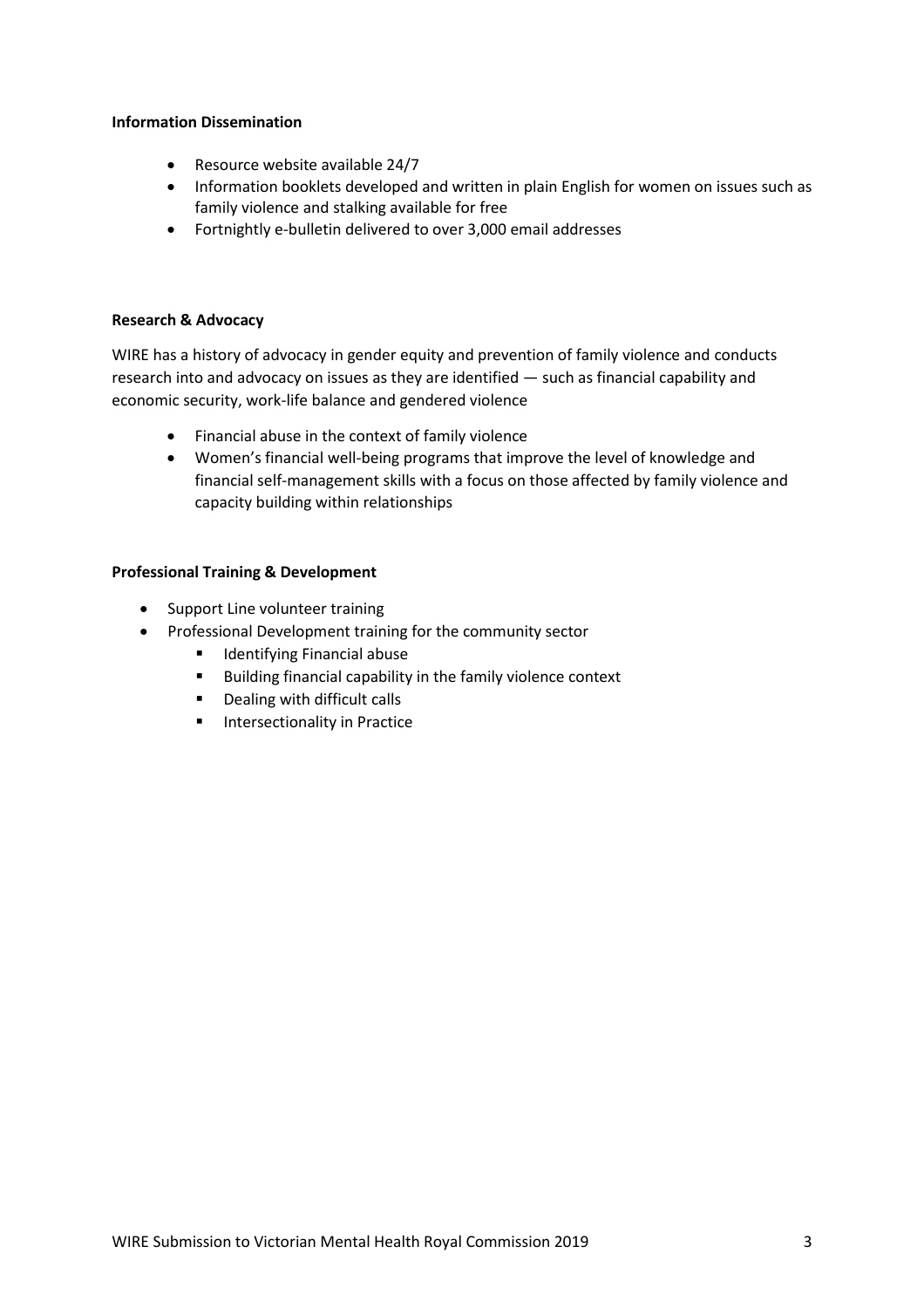**Information Dissemination**

- Resource website available 24/7
- Information booklets developed and written in plain English for women on issues such as family violence and stalking available for free
- Fortnightly e-bulletin delivered to over 3,000 email addresses

**Research & Advocacy**

WIRE has a history of advocacy in gender equity and prevention of family violence and conducts research into and advocacy on issues as they are identified — such as financial capability and economic security, work-life balance and gendered violence

- Financial abuse in the context of family violence
- Women's financial well-being programs that improve the level of knowledge and financial self-management skills with a focus on those affected by family violence and capacity building within relationships

**Professional Training & Development**

- Support Line volunteer training
- Professional Development training for the community sector
  - Identifying Financial abuse
  - Building financial capability in the family violence context
  - Dealing with difficult calls
  - Intersectionality in Practice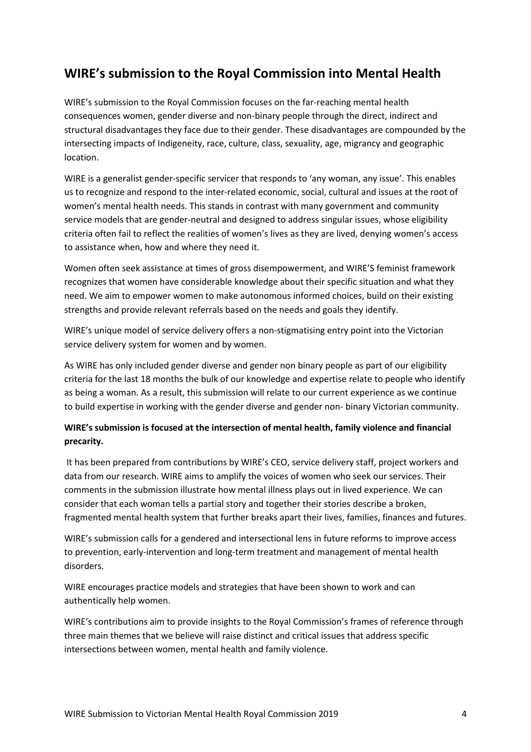## WIRE's submission to the Royal Commission into Mental Health

WIRE's submission to the Royal Commission focuses on the far-reaching mental health consequences women, gender diverse and non-binary people through the direct, indirect and structural disadvantages they face due to their gender. These disadvantages are compounded by the intersecting impacts of Indigeneity, race, culture, class, sexuality, age, migrancy and geographic location.

WIRE is a generalist gender-specific servicer that responds to 'any woman, any issue'. This enables us to recognize and respond to the inter-related economic, social, cultural and issues at the root of women's mental health needs. This stands in contrast with many government and community service models that are gender-neutral and designed to address singular issues, whose eligibility criteria often fail to reflect the realities of women's lives as they are lived, denying women's access to assistance when, how and where they need it.

Women often seek assistance at times of gross disempowerment, and WIRE'S feminist framework recognizes that women have considerable knowledge about their specific situation and what they need. We aim to empower women to make autonomous informed choices, build on their existing strengths and provide relevant referrals based on the needs and goals they identify.

WIRE's unique model of service delivery offers a non-stigmatising entry point into the Victorian service delivery system for women and by women.

As WIRE has only included gender diverse and gender non binary people as part of our eligibility criteria for the last 18 months the bulk of our knowledge and expertise relate to people who identify as being a woman. As a result, this submission will relate to our current experience as we continue to build expertise in working with the gender diverse and gender non- binary Victorian community.

**WIRE's submission is focused at the intersection of mental health, family violence and financial precarity.**

It has been prepared from contributions by WIRE's CEO, service delivery staff, project workers and data from our research. WIRE aims to amplify the voices of women who seek our services. Their comments in the submission illustrate how mental illness plays out in lived experience. We can consider that each woman tells a partial story and together their stories describe a broken, fragmented mental health system that further breaks apart their lives, families, finances and futures.

WIRE's submission calls for a gendered and intersectional lens in future reforms to improve access to prevention, early-intervention and long-term treatment and management of mental health disorders.

WIRE encourages practice models and strategies that have been shown to work and can authentically help women.

WIRE's contributions aim to provide insights to the Royal Commission's frames of reference through three main themes that we believe will raise distinct and critical issues that address specific intersections between women, mental health and family violence.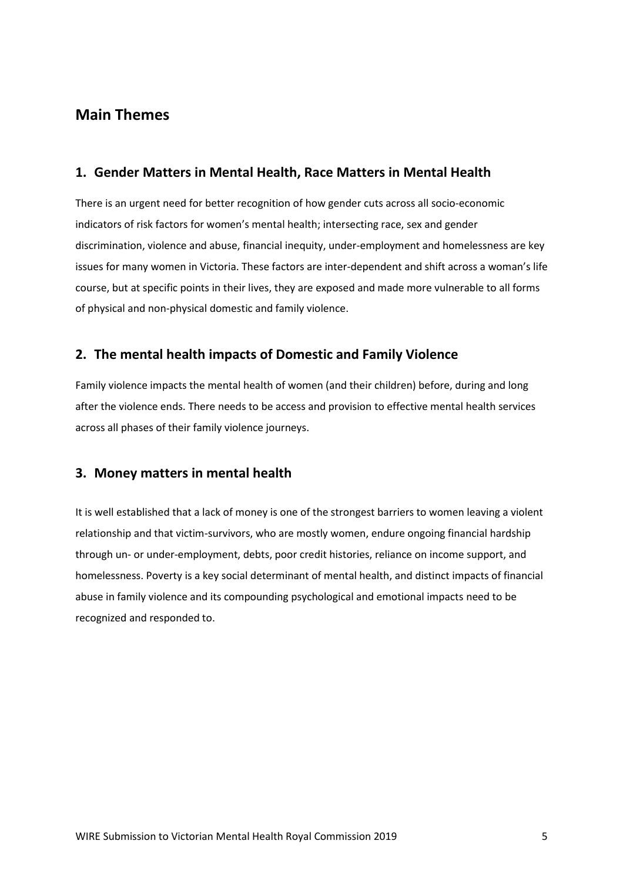## Main Themes

### 1. Gender Matters in Mental Health, Race Matters in Mental Health

There is an urgent need for better recognition of how gender cuts across all socio-economic indicators of risk factors for women's mental health; intersecting race, sex and gender discrimination, violence and abuse, financial inequity, under-employment and homelessness are key issues for many women in Victoria. These factors are inter-dependent and shift across a woman's life course, but at specific points in their lives, they are exposed and made more vulnerable to all forms of physical and non-physical domestic and family violence.

### 2. The mental health impacts of Domestic and Family Violence

Family violence impacts the mental health of women (and their children) before, during and long after the violence ends. There needs to be access and provision to effective mental health services across all phases of their family violence journeys.

### 3. Money matters in mental health

It is well established that a lack of money is one of the strongest barriers to women leaving a violent relationship and that victim-survivors, who are mostly women, endure ongoing financial hardship through un- or under-employment, debts, poor credit histories, reliance on income support, and homelessness. Poverty is a key social determinant of mental health, and distinct impacts of financial abuse in family violence and its compounding psychological and emotional impacts need to be recognized and responded to.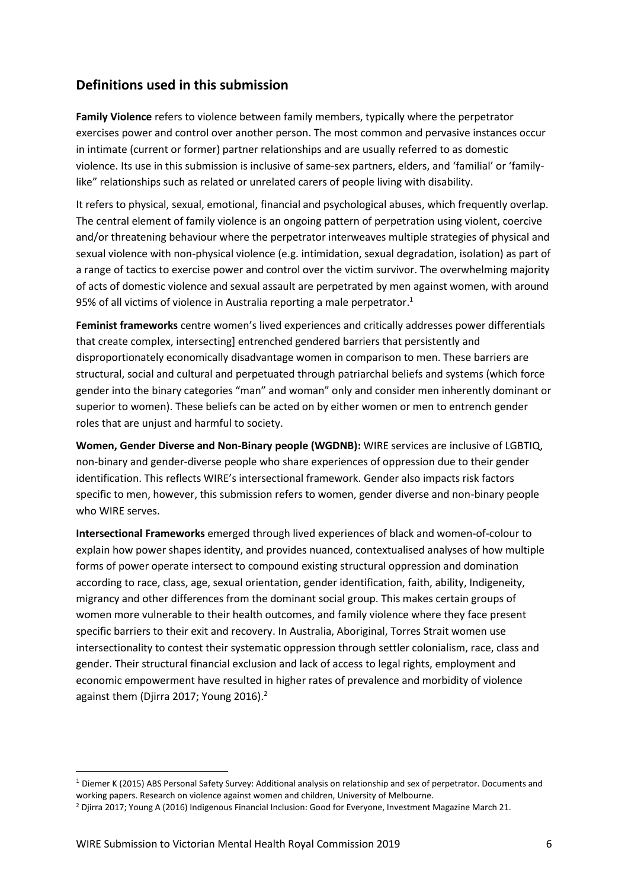## Definitions used in this submission

**Family Violence** refers to violence between family members, typically where the perpetrator exercises power and control over another person. The most common and pervasive instances occur in intimate (current or former) partner relationships and are usually referred to as domestic violence. Its use in this submission is inclusive of same-sex partners, elders, and 'familial' or 'family-like" relationships such as related or unrelated carers of people living with disability.

It refers to physical, sexual, emotional, financial and psychological abuses, which frequently overlap. The central element of family violence is an ongoing pattern of perpetration using violent, coercive and/or threatening behaviour where the perpetrator interweaves multiple strategies of physical and sexual violence with non-physical violence (e.g. intimidation, sexual degradation, isolation) as part of a range of tactics to exercise power and control over the victim survivor. The overwhelming majority of acts of domestic violence and sexual assault are perpetrated by men against women, with around 95% of all victims of violence in Australia reporting a male perpetrator.[1]

**Feminist frameworks** centre women's lived experiences and critically addresses power differentials that create complex, intersecting] entrenched gendered barriers that persistently and disproportionately economically disadvantage women in comparison to men. These barriers are structural, social and cultural and perpetuated through patriarchal beliefs and systems (which force gender into the binary categories "man" and woman" only and consider men inherently dominant or superior to women). These beliefs can be acted on by either women or men to entrench gender roles that are unjust and harmful to society.

**Women, Gender Diverse and Non-Binary people (WGDNB):** WIRE services are inclusive of LGBTIQ, non-binary and gender-diverse people who share experiences of oppression due to their gender identification. This reflects WIRE's intersectional framework. Gender also impacts risk factors specific to men, however, this submission refers to women, gender diverse and non-binary people who WIRE serves.

**Intersectional Frameworks** emerged through lived experiences of black and women-of-colour to explain how power shapes identity, and provides nuanced, contextualised analyses of how multiple forms of power operate intersect to compound existing structural oppression and domination according to race, class, age, sexual orientation, gender identification, faith, ability, Indigeneity, migrancy and other differences from the dominant social group. This makes certain groups of women more vulnerable to their health outcomes, and family violence where they face present specific barriers to their exit and recovery. In Australia, Aboriginal, Torres Strait women use intersectionality to contest their systematic oppression through settler colonialism, race, class and gender. Their structural financial exclusion and lack of access to legal rights, employment and economic empowerment have resulted in higher rates of prevalence and morbidity of violence against them (Djirra 2017; Young 2016).[2]

---

[1] Diemer K (2015) ABS Personal Safety Survey: Additional analysis on relationship and sex of perpetrator. Documents and working papers. Research on violence against women and children, University of Melbourne.

[2] Djirra 2017; Young A (2016) Indigenous Financial Inclusion: Good for Everyone, Investment Magazine March 21.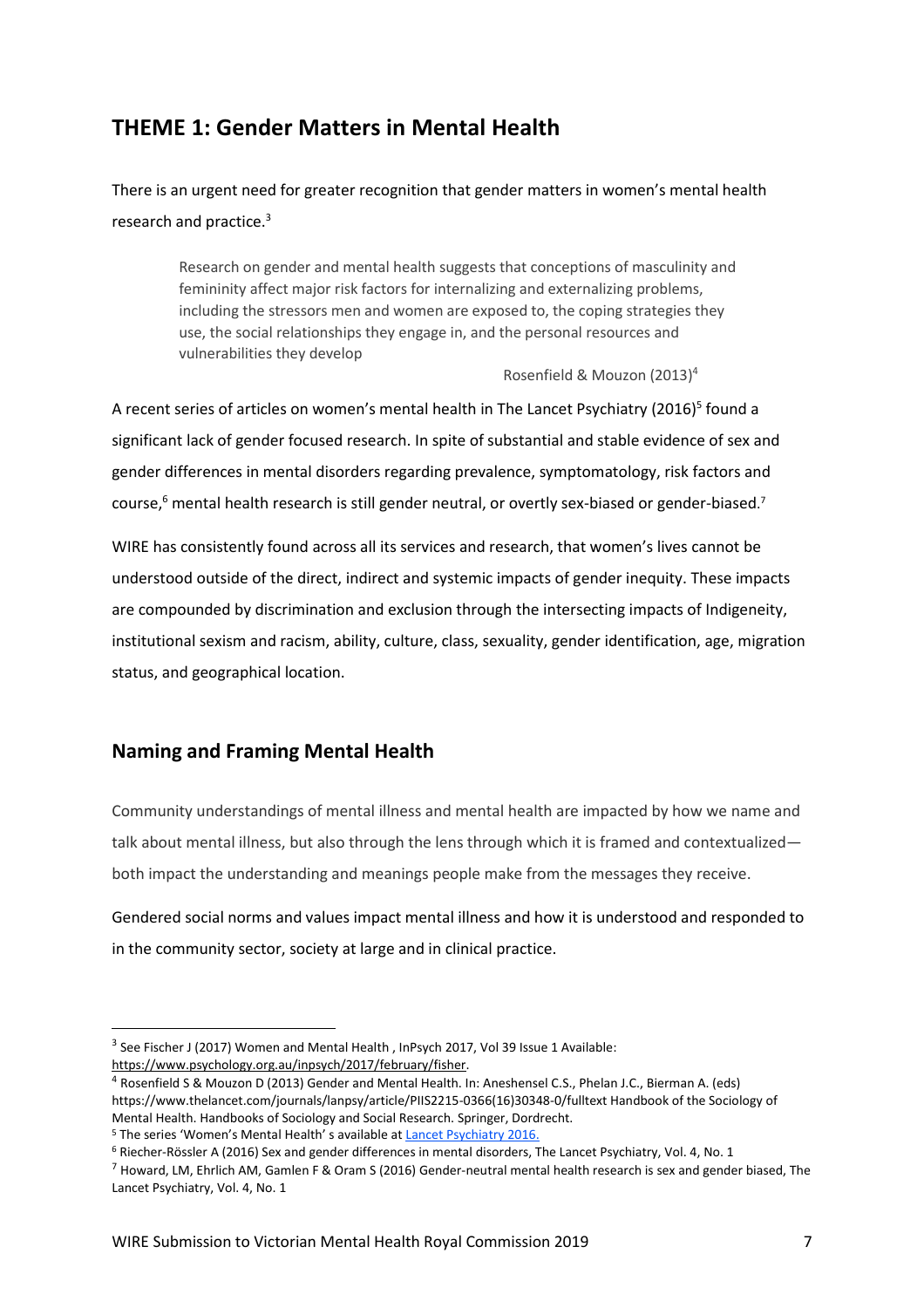## THEME 1: Gender Matters in Mental Health

There is an urgent need for greater recognition that gender matters in women's mental health research and practice.[3]

> Research on gender and mental health suggests that conceptions of masculinity and femininity affect major risk factors for internalizing and externalizing problems, including the stressors men and women are exposed to, the coping strategies they use, the social relationships they engage in, and the personal resources and vulnerabilities they develop
>
> Rosenfield & Mouzon (2013)[4]

A recent series of articles on women's mental health in The Lancet Psychiatry (2016)[5] found a significant lack of gender focused research. In spite of substantial and stable evidence of sex and gender differences in mental disorders regarding prevalence, symptomatology, risk factors and course,[6] mental health research is still gender neutral, or overtly sex-biased or gender-biased.[7]

WIRE has consistently found across all its services and research, that women's lives cannot be understood outside of the direct, indirect and systemic impacts of gender inequity. These impacts are compounded by discrimination and exclusion through the intersecting impacts of Indigeneity, institutional sexism and racism, ability, culture, class, sexuality, gender identification, age, migration status, and geographical location.

### Naming and Framing Mental Health

Community understandings of mental illness and mental health are impacted by how we name and talk about mental illness, but also through the lens through which it is framed and contextualized—both impact the understanding and meanings people make from the messages they receive.

Gendered social norms and values impact mental illness and how it is understood and responded to in the community sector, society at large and in clinical practice.

---

[3] See Fischer J (2017) Women and Mental Health , InPsych 2017, Vol 39 Issue 1 Available: https://www.psychology.org.au/inpsych/2017/february/fisher.

[4] Rosenfield S & Mouzon D (2013) Gender and Mental Health. In: Aneshensel C.S., Phelan J.C., Bierman A. (eds) https://www.thelancet.com/journals/lanpsy/article/PIIS2215-0366(16)30348-0/fulltext Handbook of the Sociology of Mental Health. Handbooks of Sociology and Social Research. Springer, Dordrecht.

[5] The series 'Women's Mental Health' s available at Lancet Psychiatry 2016.

[6] Riecher-Rössler A (2016) Sex and gender differences in mental disorders, The Lancet Psychiatry, Vol. 4, No. 1

[7] Howard, LM, Ehrlich AM, Gamlen F & Oram S (2016) Gender-neutral mental health research is sex and gender biased, The Lancet Psychiatry, Vol. 4, No. 1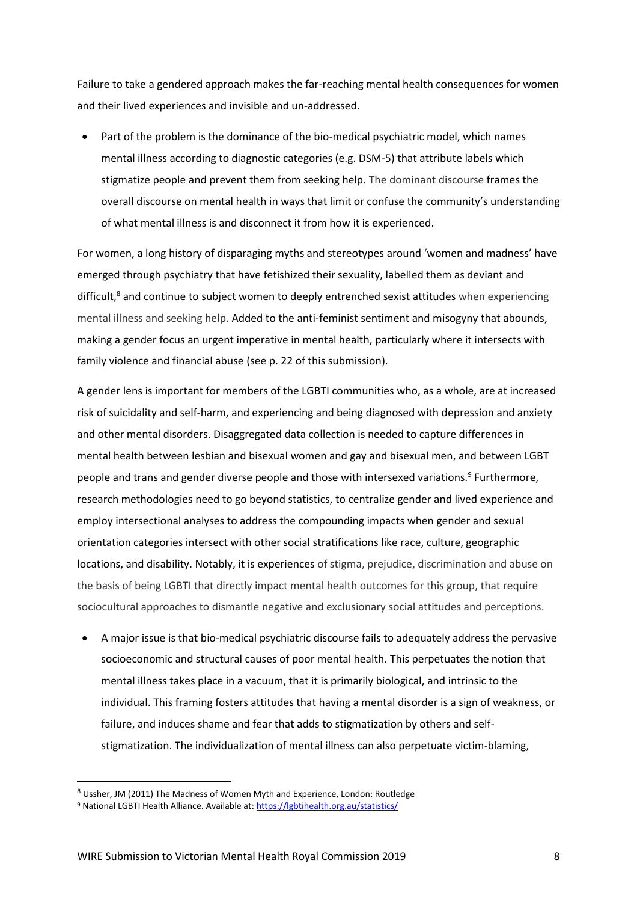Failure to take a gendered approach makes the far-reaching mental health consequences for women and their lived experiences and invisible and un-addressed.

- Part of the problem is the dominance of the bio-medical psychiatric model, which names mental illness according to diagnostic categories (e.g. DSM-5) that attribute labels which stigmatize people and prevent them from seeking help. The dominant discourse frames the overall discourse on mental health in ways that limit or confuse the community's understanding of what mental illness is and disconnect it from how it is experienced.

For women, a long history of disparaging myths and stereotypes around 'women and madness' have emerged through psychiatry that have fetishized their sexuality, labelled them as deviant and difficult,[8] and continue to subject women to deeply entrenched sexist attitudes when experiencing mental illness and seeking help. Added to the anti-feminist sentiment and misogyny that abounds, making a gender focus an urgent imperative in mental health, particularly where it intersects with family violence and financial abuse (see p. 22 of this submission).

A gender lens is important for members of the LGBTI communities who, as a whole, are at increased risk of suicidality and self-harm, and experiencing and being diagnosed with depression and anxiety and other mental disorders. Disaggregated data collection is needed to capture differences in mental health between lesbian and bisexual women and gay and bisexual men, and between LGBT people and trans and gender diverse people and those with intersexed variations.[9] Furthermore, research methodologies need to go beyond statistics, to centralize gender and lived experience and employ intersectional analyses to address the compounding impacts when gender and sexual orientation categories intersect with other social stratifications like race, culture, geographic locations, and disability. Notably, it is experiences of stigma, prejudice, discrimination and abuse on the basis of being LGBTI that directly impact mental health outcomes for this group, that require sociocultural approaches to dismantle negative and exclusionary social attitudes and perceptions.

- A major issue is that bio-medical psychiatric discourse fails to adequately address the pervasive socioeconomic and structural causes of poor mental health. This perpetuates the notion that mental illness takes place in a vacuum, that it is primarily biological, and intrinsic to the individual. This framing fosters attitudes that having a mental disorder is a sign of weakness, or failure, and induces shame and fear that adds to stigmatization by others and self-stigmatization. The individualization of mental illness can also perpetuate victim-blaming,

---

[8] Ussher, JM (2011) The Madness of Women Myth and Experience, London: Routledge

[9] National LGBTI Health Alliance. Available at: https://lgbtihealth.org.au/statistics/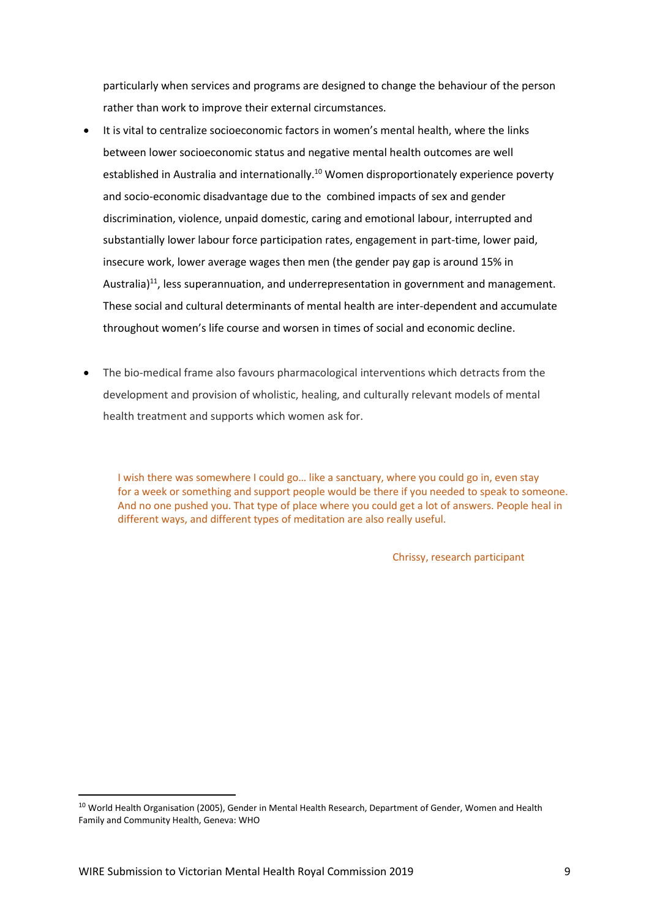particularly when services and programs are designed to change the behaviour of the person rather than work to improve their external circumstances.

- It is vital to centralize socioeconomic factors in women's mental health, where the links between lower socioeconomic status and negative mental health outcomes are well established in Australia and internationally.[10] Women disproportionately experience poverty and socio-economic disadvantage due to the combined impacts of sex and gender discrimination, violence, unpaid domestic, caring and emotional labour, interrupted and substantially lower labour force participation rates, engagement in part-time, lower paid, insecure work, lower average wages then men (the gender pay gap is around 15% in Australia)[11], less superannuation, and underrepresentation in government and management. These social and cultural determinants of mental health are inter-dependent and accumulate throughout women's life course and worsen in times of social and economic decline.

- The bio-medical frame also favours pharmacological interventions which detracts from the development and provision of wholistic, healing, and culturally relevant models of mental health treatment and supports which women ask for.

> I wish there was somewhere I could go… like a sanctuary, where you could go in, even stay for a week or something and support people would be there if you needed to speak to someone. And no one pushed you. That type of place where you could get a lot of answers. People heal in different ways, and different types of meditation are also really useful.
>
> Chrissy, research participant

[10] World Health Organisation (2005), Gender in Mental Health Research, Department of Gender, Women and Health Family and Community Health, Geneva: WHO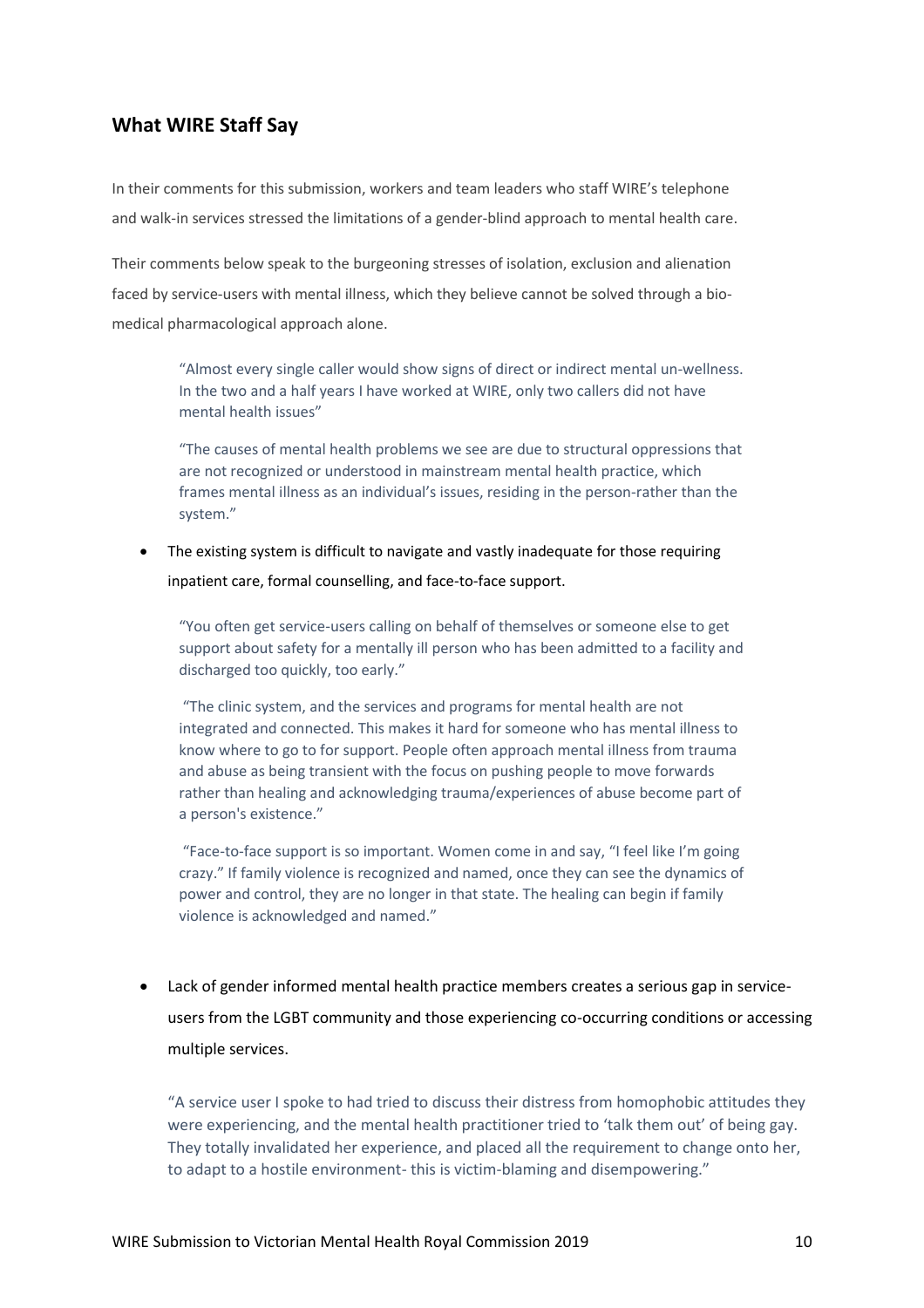## What WIRE Staff Say

In their comments for this submission, workers and team leaders who staff WIRE's telephone and walk-in services stressed the limitations of a gender-blind approach to mental health care.

Their comments below speak to the burgeoning stresses of isolation, exclusion and alienation faced by service-users with mental illness, which they believe cannot be solved through a bio-medical pharmacological approach alone.

> "Almost every single caller would show signs of direct or indirect mental un-wellness. In the two and a half years I have worked at WIRE, only two callers did not have mental health issues"
>
> "The causes of mental health problems we see are due to structural oppressions that are not recognized or understood in mainstream mental health practice, which frames mental illness as an individual's issues, residing in the person-rather than the system."

- The existing system is difficult to navigate and vastly inadequate for those requiring inpatient care, formal counselling, and face-to-face support.

> "You often get service-users calling on behalf of themselves or someone else to get support about safety for a mentally ill person who has been admitted to a facility and discharged too quickly, too early."
>
> "The clinic system, and the services and programs for mental health are not integrated and connected. This makes it hard for someone who has mental illness to know where to go to for support. People often approach mental illness from trauma and abuse as being transient with the focus on pushing people to move forwards rather than healing and acknowledging trauma/experiences of abuse become part of a person's existence."
>
> "Face-to-face support is so important. Women come in and say, "I feel like I'm going crazy." If family violence is recognized and named, once they can see the dynamics of power and control, they are no longer in that state. The healing can begin if family violence is acknowledged and named."

- Lack of gender informed mental health practice members creates a serious gap in service-users from the LGBT community and those experiencing co-occurring conditions or accessing multiple services.

> "A service user I spoke to had tried to discuss their distress from homophobic attitudes they were experiencing, and the mental health practitioner tried to 'talk them out' of being gay. They totally invalidated her experience, and placed all the requirement to change onto her, to adapt to a hostile environment- this is victim-blaming and disempowering."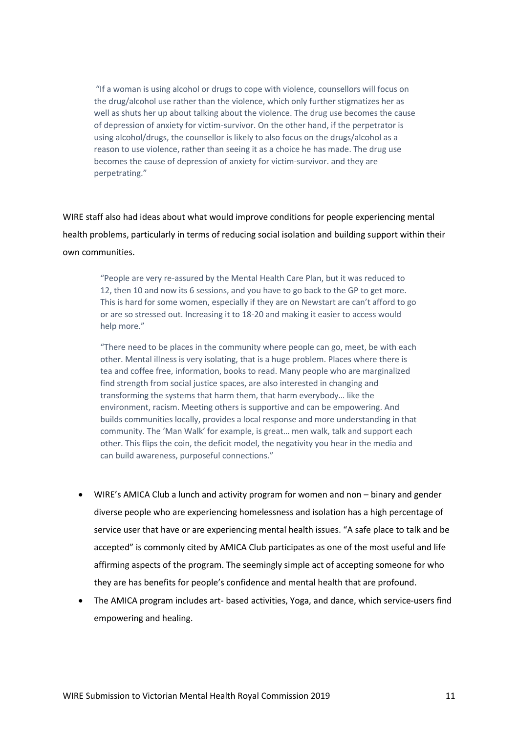> "If a woman is using alcohol or drugs to cope with violence, counsellors will focus on the drug/alcohol use rather than the violence, which only further stigmatizes her as well as shuts her up about talking about the violence. The drug use becomes the cause of depression of anxiety for victim-survivor. On the other hand, if the perpetrator is using alcohol/drugs, the counsellor is likely to also focus on the drugs/alcohol as a reason to use violence, rather than seeing it as a choice he has made. The drug use becomes the cause of depression of anxiety for victim-survivor. and they are perpetrating."

WIRE staff also had ideas about what would improve conditions for people experiencing mental health problems, particularly in terms of reducing social isolation and building support within their own communities.

> "People are very re-assured by the Mental Health Care Plan, but it was reduced to 12, then 10 and now its 6 sessions, and you have to go back to the GP to get more. This is hard for some women, especially if they are on Newstart are can't afford to go or are so stressed out. Increasing it to 18-20 and making it easier to access would help more."

> "There need to be places in the community where people can go, meet, be with each other. Mental illness is very isolating, that is a huge problem. Places where there is tea and coffee free, information, books to read. Many people who are marginalized find strength from social justice spaces, are also interested in changing and transforming the systems that harm them, that harm everybody… like the environment, racism. Meeting others is supportive and can be empowering. And builds communities locally, provides a local response and more understanding in that community. The 'Man Walk' for example, is great… men walk, talk and support each other. This flips the coin, the deficit model, the negativity you hear in the media and can build awareness, purposeful connections."

- WIRE's AMICA Club a lunch and activity program for women and non – binary and gender diverse people who are experiencing homelessness and isolation has a high percentage of service user that have or are experiencing mental health issues. "A safe place to talk and be accepted" is commonly cited by AMICA Club participates as one of the most useful and life affirming aspects of the program. The seemingly simple act of accepting someone for who they are has benefits for people's confidence and mental health that are profound.
- The AMICA program includes art- based activities, Yoga, and dance, which service-users find empowering and healing.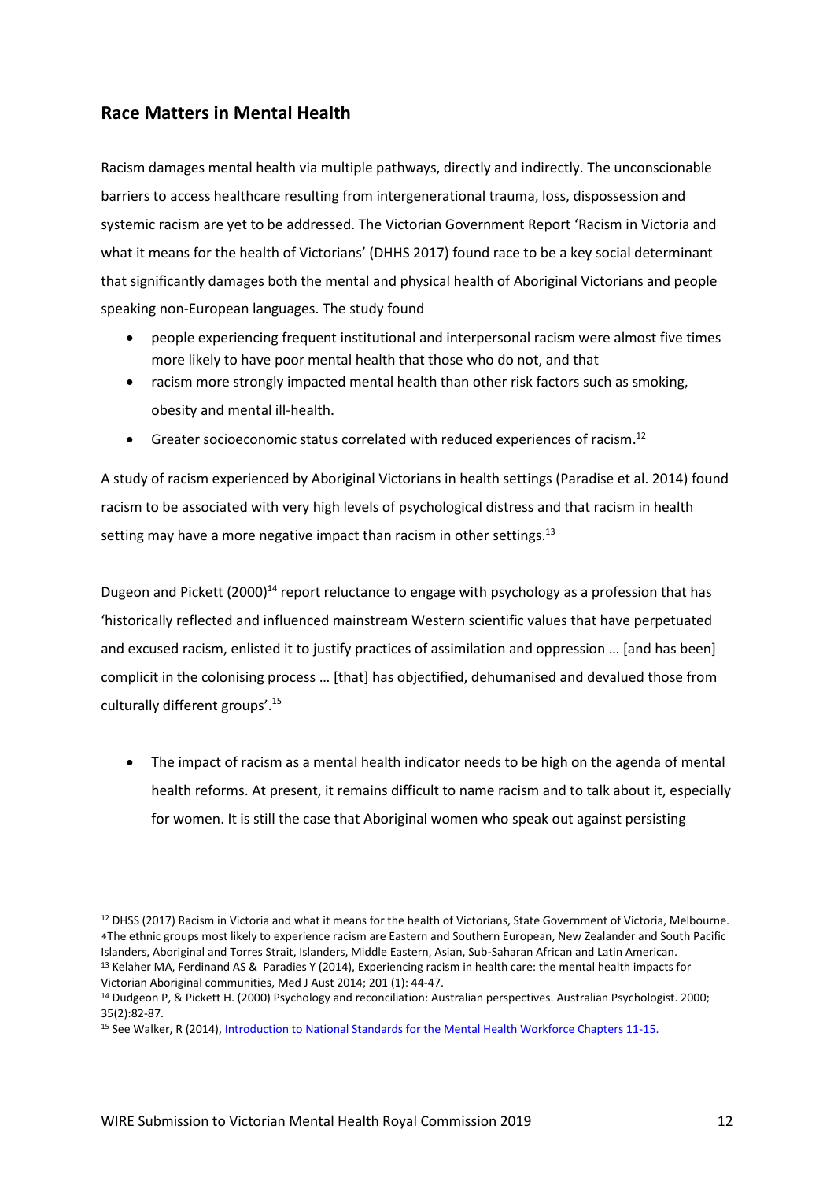## Race Matters in Mental Health

Racism damages mental health via multiple pathways, directly and indirectly. The unconscionable barriers to access healthcare resulting from intergenerational trauma, loss, dispossession and systemic racism are yet to be addressed. The Victorian Government Report 'Racism in Victoria and what it means for the health of Victorians' (DHHS 2017) found race to be a key social determinant that significantly damages both the mental and physical health of Aboriginal Victorians and people speaking non-European languages. The study found

- people experiencing frequent institutional and interpersonal racism were almost five times more likely to have poor mental health that those who do not, and that
- racism more strongly impacted mental health than other risk factors such as smoking, obesity and mental ill-health.
- Greater socioeconomic status correlated with reduced experiences of racism.[12]

A study of racism experienced by Aboriginal Victorians in health settings (Paradise et al. 2014) found racism to be associated with very high levels of psychological distress and that racism in health setting may have a more negative impact than racism in other settings.[13]

Dugeon and Pickett (2000)[14] report reluctance to engage with psychology as a profession that has 'historically reflected and influenced mainstream Western scientific values that have perpetuated and excused racism, enlisted it to justify practices of assimilation and oppression … [and has been] complicit in the colonising process … [that] has objectified, dehumanised and devalued those from culturally different groups'.[15]

- The impact of racism as a mental health indicator needs to be high on the agenda of mental health reforms. At present, it remains difficult to name racism and to talk about it, especially for women. It is still the case that Aboriginal women who speak out against persisting

---

[12] DHSS (2017) Racism in Victoria and what it means for the health of Victorians, State Government of Victoria, Melbourne. ∗The ethnic groups most likely to experience racism are Eastern and Southern European, New Zealander and South Pacific Islanders, Aboriginal and Torres Strait, Islanders, Middle Eastern, Asian, Sub-Saharan African and Latin American.

[13] Kelaher MA, Ferdinand AS & Paradies Y (2014), Experiencing racism in health care: the mental health impacts for Victorian Aboriginal communities, Med J Aust 2014; 201 (1): 44-47.

[14] Dudgeon P, & Pickett H. (2000) Psychology and reconciliation: Australian perspectives. Australian Psychologist. 2000; 35(2):82-87.

[15] See Walker, R (2014), Introduction to National Standards for the Mental Health Workforce Chapters 11-15.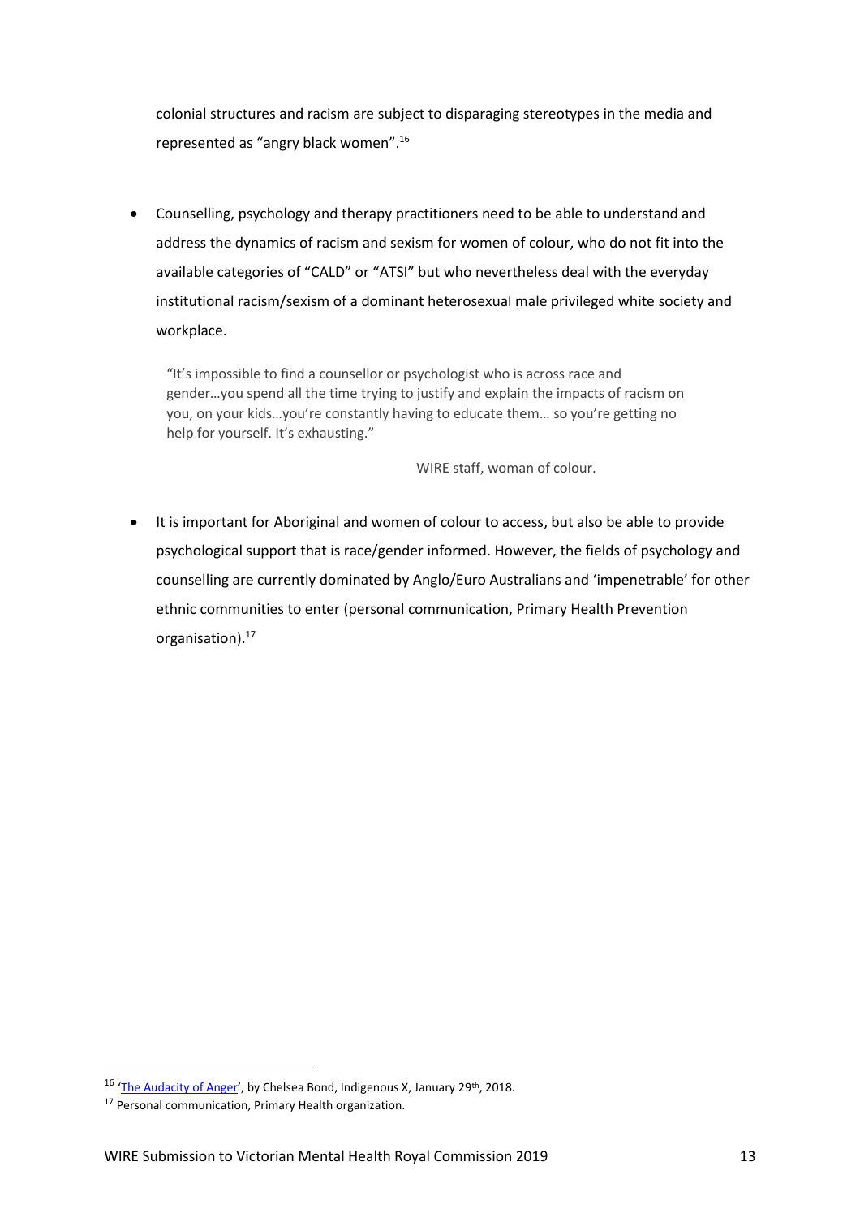colonial structures and racism are subject to disparaging stereotypes in the media and represented as "angry black women".[16]

- Counselling, psychology and therapy practitioners need to be able to understand and address the dynamics of racism and sexism for women of colour, who do not fit into the available categories of "CALD" or "ATSI" but who nevertheless deal with the everyday institutional racism/sexism of a dominant heterosexual male privileged white society and workplace.

> "It's impossible to find a counsellor or psychologist who is across race and gender…you spend all the time trying to justify and explain the impacts of racism on you, on your kids…you're constantly having to educate them… so you're getting no help for yourself. It's exhausting."
>
> WIRE staff, woman of colour.

- It is important for Aboriginal and women of colour to access, but also be able to provide psychological support that is race/gender informed. However, the fields of psychology and counselling are currently dominated by Anglo/Euro Australians and 'impenetrable' for other ethnic communities to enter (personal communication, Primary Health Prevention organisation).[17]

---

[16] 'The Audacity of Anger', by Chelsea Bond, Indigenous X, January 29th, 2018.

[17] Personal communication, Primary Health organization.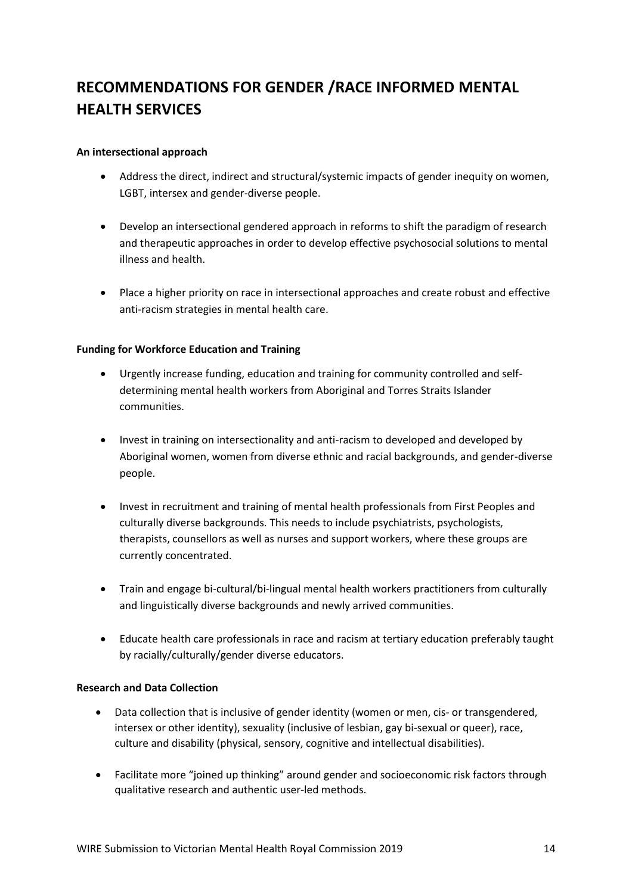# RECOMMENDATIONS FOR GENDER /RACE INFORMED MENTAL HEALTH SERVICES

**An intersectional approach**

- Address the direct, indirect and structural/systemic impacts of gender inequity on women, LGBT, intersex and gender-diverse people.

- Develop an intersectional gendered approach in reforms to shift the paradigm of research and therapeutic approaches in order to develop effective psychosocial solutions to mental illness and health.

- Place a higher priority on race in intersectional approaches and create robust and effective anti-racism strategies in mental health care.

**Funding for Workforce Education and Training**

- Urgently increase funding, education and training for community controlled and self-determining mental health workers from Aboriginal and Torres Straits Islander communities.

- Invest in training on intersectionality and anti-racism to developed and developed by Aboriginal women, women from diverse ethnic and racial backgrounds, and gender-diverse people.

- Invest in recruitment and training of mental health professionals from First Peoples and culturally diverse backgrounds. This needs to include psychiatrists, psychologists, therapists, counsellors as well as nurses and support workers, where these groups are currently concentrated.

- Train and engage bi-cultural/bi-lingual mental health workers practitioners from culturally and linguistically diverse backgrounds and newly arrived communities.

- Educate health care professionals in race and racism at tertiary education preferably taught by racially/culturally/gender diverse educators.

**Research and Data Collection**

- Data collection that is inclusive of gender identity (women or men, cis- or transgendered, intersex or other identity), sexuality (inclusive of lesbian, gay bi-sexual or queer), race, culture and disability (physical, sensory, cognitive and intellectual disabilities).

- Facilitate more "joined up thinking" around gender and socioeconomic risk factors through qualitative research and authentic user-led methods.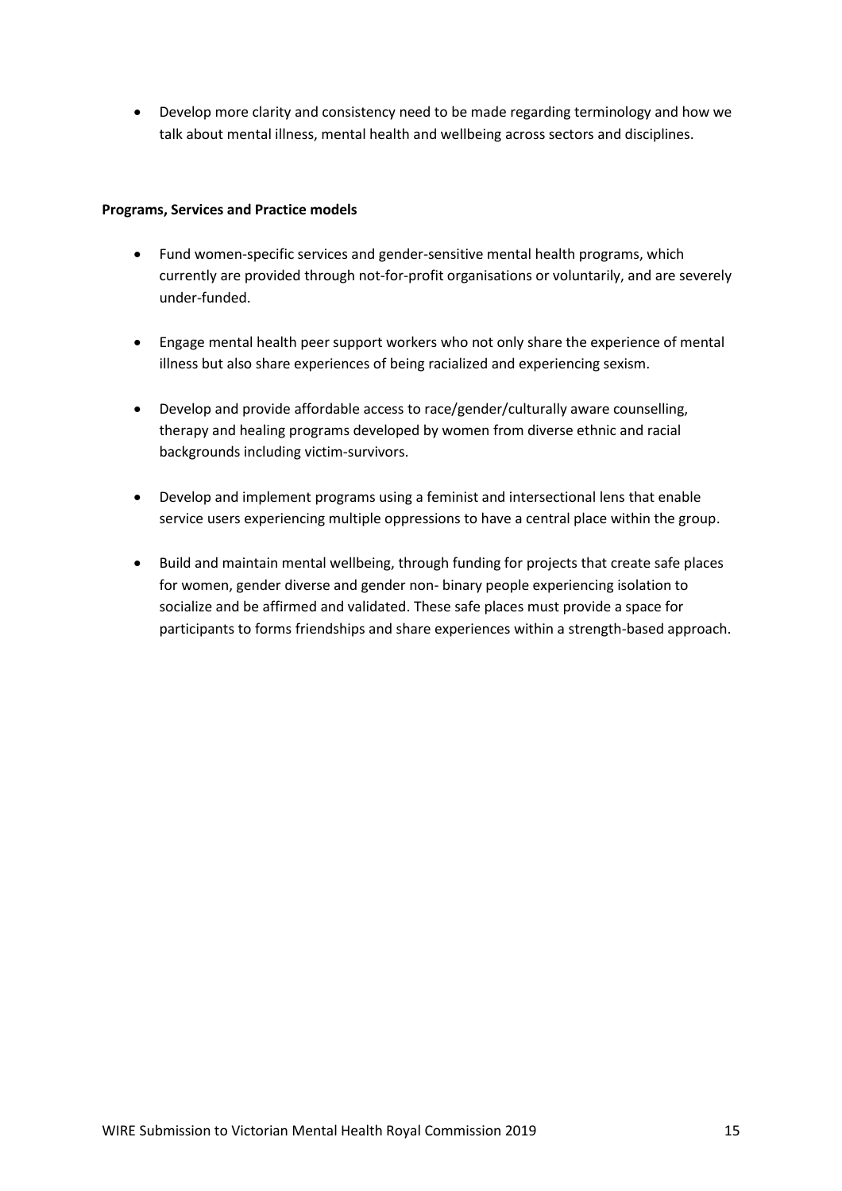- Develop more clarity and consistency need to be made regarding terminology and how we talk about mental illness, mental health and wellbeing across sectors and disciplines.

**Programs, Services and Practice models**

- Fund women-specific services and gender-sensitive mental health programs, which currently are provided through not-for-profit organisations or voluntarily, and are severely under-funded.

- Engage mental health peer support workers who not only share the experience of mental illness but also share experiences of being racialized and experiencing sexism.

- Develop and provide affordable access to race/gender/culturally aware counselling, therapy and healing programs developed by women from diverse ethnic and racial backgrounds including victim-survivors.

- Develop and implement programs using a feminist and intersectional lens that enable service users experiencing multiple oppressions to have a central place within the group.

- Build and maintain mental wellbeing, through funding for projects that create safe places for women, gender diverse and gender non- binary people experiencing isolation to socialize and be affirmed and validated. These safe places must provide a space for participants to forms friendships and share experiences within a strength-based approach.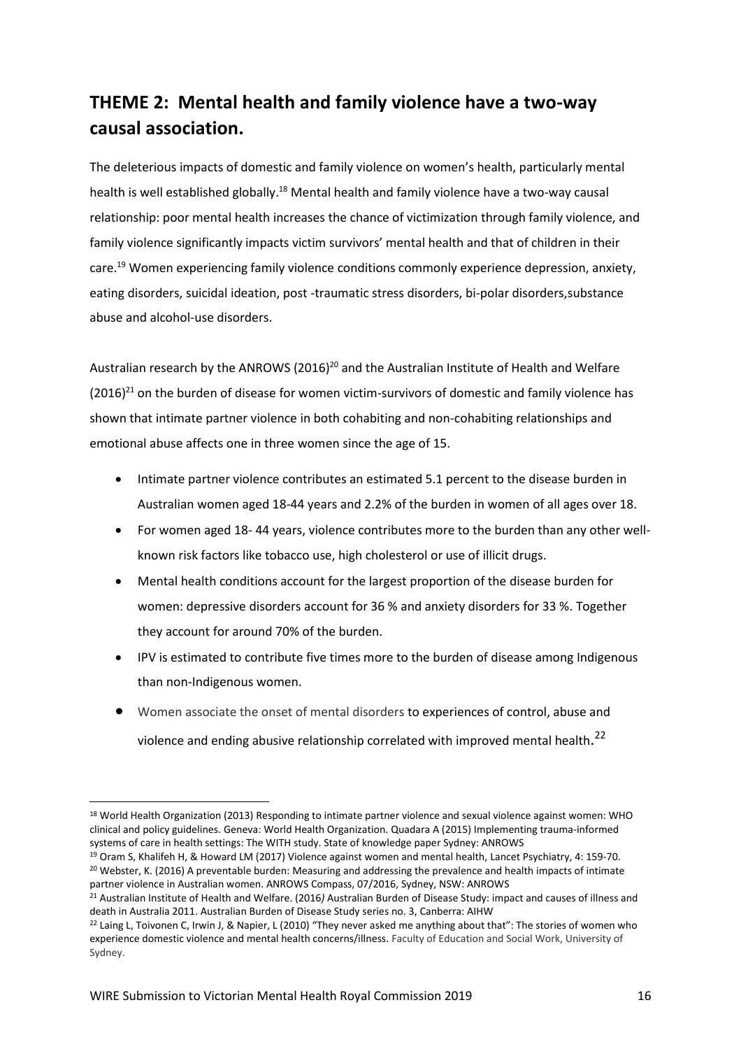## THEME 2: Mental health and family violence have a two-way causal association.

The deleterious impacts of domestic and family violence on women's health, particularly mental health is well established globally.[18] Mental health and family violence have a two-way causal relationship: poor mental health increases the chance of victimization through family violence, and family violence significantly impacts victim survivors' mental health and that of children in their care.[19] Women experiencing family violence conditions commonly experience depression, anxiety, eating disorders, suicidal ideation, post -traumatic stress disorders, bi-polar disorders,substance abuse and alcohol-use disorders.

Australian research by the ANROWS (2016)[20] and the Australian Institute of Health and Welfare (2016)[21] on the burden of disease for women victim-survivors of domestic and family violence has shown that intimate partner violence in both cohabiting and non-cohabiting relationships and emotional abuse affects one in three women since the age of 15.

- Intimate partner violence contributes an estimated 5.1 percent to the disease burden in Australian women aged 18-44 years and 2.2% of the burden in women of all ages over 18.
- For women aged 18- 44 years, violence contributes more to the burden than any other well-known risk factors like tobacco use, high cholesterol or use of illicit drugs.
- Mental health conditions account for the largest proportion of the disease burden for women: depressive disorders account for 36 % and anxiety disorders for 33 %. Together they account for around 70% of the burden.
- IPV is estimated to contribute five times more to the burden of disease among Indigenous than non-Indigenous women.
- Women associate the onset of mental disorders to experiences of control, abuse and violence and ending abusive relationship correlated with improved mental health.[22]

[18] World Health Organization (2013) Responding to intimate partner violence and sexual violence against women: WHO clinical and policy guidelines. Geneva: World Health Organization. Quadara A (2015) Implementing trauma-informed systems of care in health settings: The WITH study. State of knowledge paper Sydney: ANROWS

[19] Oram S, Khalifeh H, & Howard LM (2017) Violence against women and mental health, Lancet Psychiatry, 4: 159-70.

[20] Webster, K. (2016) A preventable burden: Measuring and addressing the prevalence and health impacts of intimate partner violence in Australian women. ANROWS Compass, 07/2016, Sydney, NSW: ANROWS

[21] Australian Institute of Health and Welfare. (2016*)* Australian Burden of Disease Study: impact and causes of illness and death in Australia 2011. Australian Burden of Disease Study series no. 3, Canberra: AIHW

[22] Laing L, Toivonen C, Irwin J, & Napier, L (2010) "They never asked me anything about that": The stories of women who experience domestic violence and mental health concerns/illness. Faculty of Education and Social Work, University of Sydney.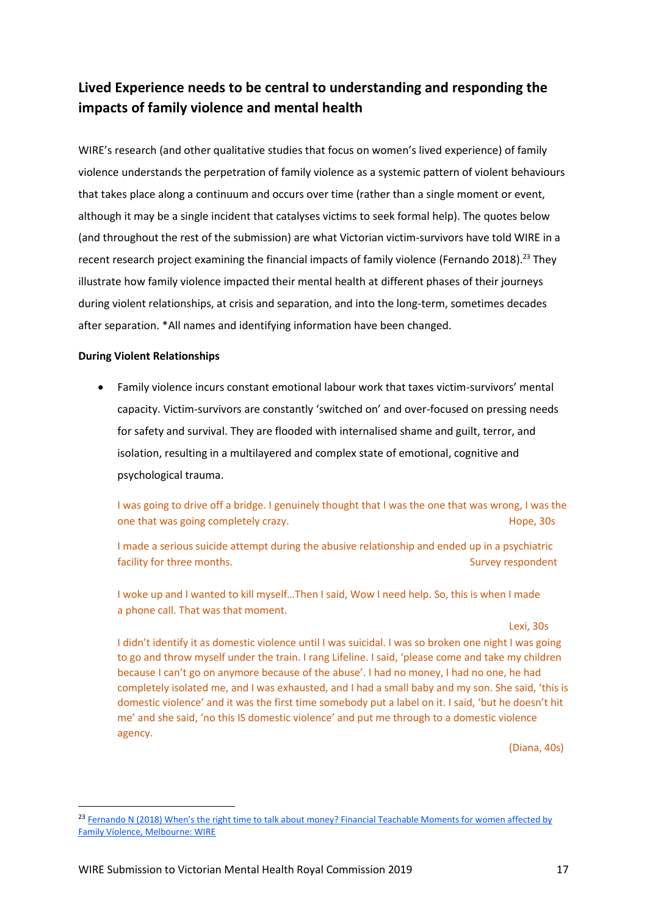## Lived Experience needs to be central to understanding and responding the impacts of family violence and mental health

WIRE's research (and other qualitative studies that focus on women's lived experience) of family violence understands the perpetration of family violence as a systemic pattern of violent behaviours that takes place along a continuum and occurs over time (rather than a single moment or event, although it may be a single incident that catalyses victims to seek formal help). The quotes below (and throughout the rest of the submission) are what Victorian victim-survivors have told WIRE in a recent research project examining the financial impacts of family violence (Fernando 2018).[23] They illustrate how family violence impacted their mental health at different phases of their journeys during violent relationships, at crisis and separation, and into the long-term, sometimes decades after separation. *All names and identifying information have been changed.

**During Violent Relationships**

- Family violence incurs constant emotional labour work that taxes victim-survivors' mental capacity. Victim-survivors are constantly 'switched on' and over-focused on pressing needs for safety and survival. They are flooded with internalised shame and guilt, terror, and isolation, resulting in a multilayered and complex state of emotional, cognitive and psychological trauma.

  I was going to drive off a bridge. I genuinely thought that I was the one that was wrong, I was the one that was going completely crazy. Hope, 30s

  I made a serious suicide attempt during the abusive relationship and ended up in a psychiatric facility for three months. Survey respondent

  I woke up and I wanted to kill myself…Then I said, Wow I need help. So, this is when I made a phone call. That was that moment.

  Lexi, 30s

  I didn't identify it as domestic violence until I was suicidal. I was so broken one night I was going to go and throw myself under the train. I rang Lifeline. I said, 'please come and take my children because I can't go on anymore because of the abuse'. I had no money, I had no one, he had completely isolated me, and I was exhausted, and I had a small baby and my son. She said, 'this is domestic violence' and it was the first time somebody put a label on it. I said, 'but he doesn't hit me' and she said, 'no this IS domestic violence' and put me through to a domestic violence agency.

  (Diana, 40s)

[23] Fernando N (2018) When's the right time to talk about money? Financial Teachable Moments for women affected by Family Violence, Melbourne: WIRE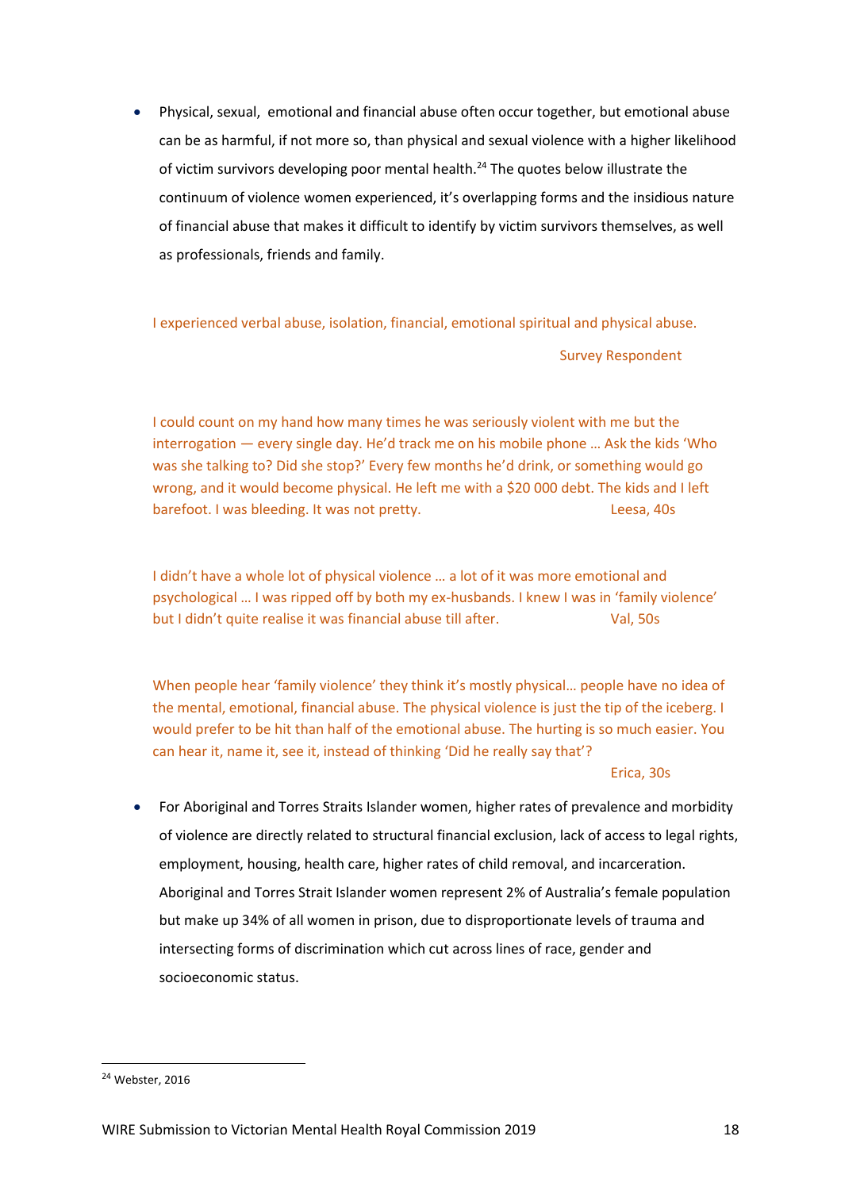- Physical, sexual, emotional and financial abuse often occur together, but emotional abuse can be as harmful, if not more so, than physical and sexual violence with a higher likelihood of victim survivors developing poor mental health.[24] The quotes below illustrate the continuum of violence women experienced, it's overlapping forms and the insidious nature of financial abuse that makes it difficult to identify by victim survivors themselves, as well as professionals, friends and family.

> I experienced verbal abuse, isolation, financial, emotional spiritual and physical abuse.
>
> Survey Respondent

> I could count on my hand how many times he was seriously violent with me but the interrogation — every single day. He'd track me on his mobile phone … Ask the kids 'Who was she talking to? Did she stop?' Every few months he'd drink, or something would go wrong, and it would become physical. He left me with a $20 000 debt. The kids and I left barefoot. I was bleeding. It was not pretty.
>
> Leesa, 40s

> I didn't have a whole lot of physical violence … a lot of it was more emotional and psychological … I was ripped off by both my ex-husbands. I knew I was in 'family violence' but I didn't quite realise it was financial abuse till after.
>
> Val, 50s

> When people hear 'family violence' they think it's mostly physical… people have no idea of the mental, emotional, financial abuse. The physical violence is just the tip of the iceberg. I would prefer to be hit than half of the emotional abuse. The hurting is so much easier. You can hear it, name it, see it, instead of thinking 'Did he really say that'?
>
> Erica, 30s

- For Aboriginal and Torres Straits Islander women, higher rates of prevalence and morbidity of violence are directly related to structural financial exclusion, lack of access to legal rights, employment, housing, health care, higher rates of child removal, and incarceration. Aboriginal and Torres Strait Islander women represent 2% of Australia's female population but make up 34% of all women in prison, due to disproportionate levels of trauma and intersecting forms of discrimination which cut across lines of race, gender and socioeconomic status.

[24] Webster, 2016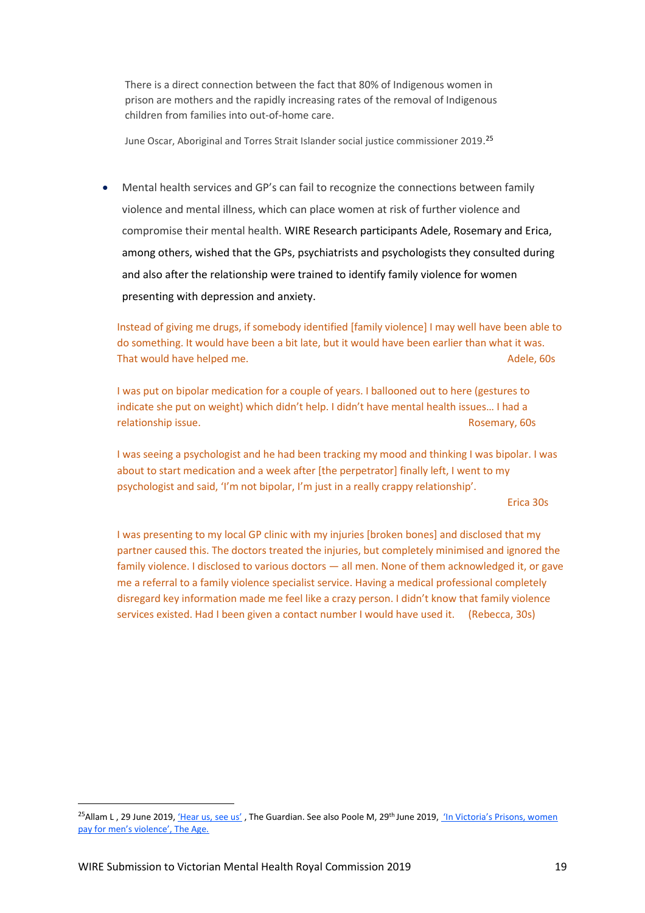> There is a direct connection between the fact that 80% of Indigenous women in prison are mothers and the rapidly increasing rates of the removal of Indigenous children from families into out-of-home care.
>
> June Oscar, Aboriginal and Torres Strait Islander social justice commissioner 2019.[25]

- Mental health services and GP's can fail to recognize the connections between family violence and mental illness, which can place women at risk of further violence and compromise their mental health. WIRE Research participants Adele, Rosemary and Erica, among others, wished that the GPs, psychiatrists and psychologists they consulted during and also after the relationship were trained to identify family violence for women presenting with depression and anxiety.

> Instead of giving me drugs, if somebody identified [family violence] I may well have been able to do something. It would have been a bit late, but it would have been earlier than what it was. That would have helped me. Adele, 60s

> I was put on bipolar medication for a couple of years. I ballooned out to here (gestures to indicate she put on weight) which didn't help. I didn't have mental health issues… I had a relationship issue. Rosemary, 60s

> I was seeing a psychologist and he had been tracking my mood and thinking I was bipolar. I was about to start medication and a week after [the perpetrator] finally left, I went to my psychologist and said, 'I'm not bipolar, I'm just in a really crappy relationship'.
>
> Erica 30s

> I was presenting to my local GP clinic with my injuries [broken bones] and disclosed that my partner caused this. The doctors treated the injuries, but completely minimised and ignored the family violence. I disclosed to various doctors — all men. None of them acknowledged it, or gave me a referral to a family violence specialist service. Having a medical professional completely disregard key information made me feel like a crazy person. I didn't know that family violence services existed. Had I been given a contact number I would have used it. (Rebecca, 30s)

---

[25] Allam L , 29 June 2019, 'Hear us, see us' , The Guardian. See also Poole M, 29th June 2019, 'In Victoria's Prisons, women pay for men's violence', The Age.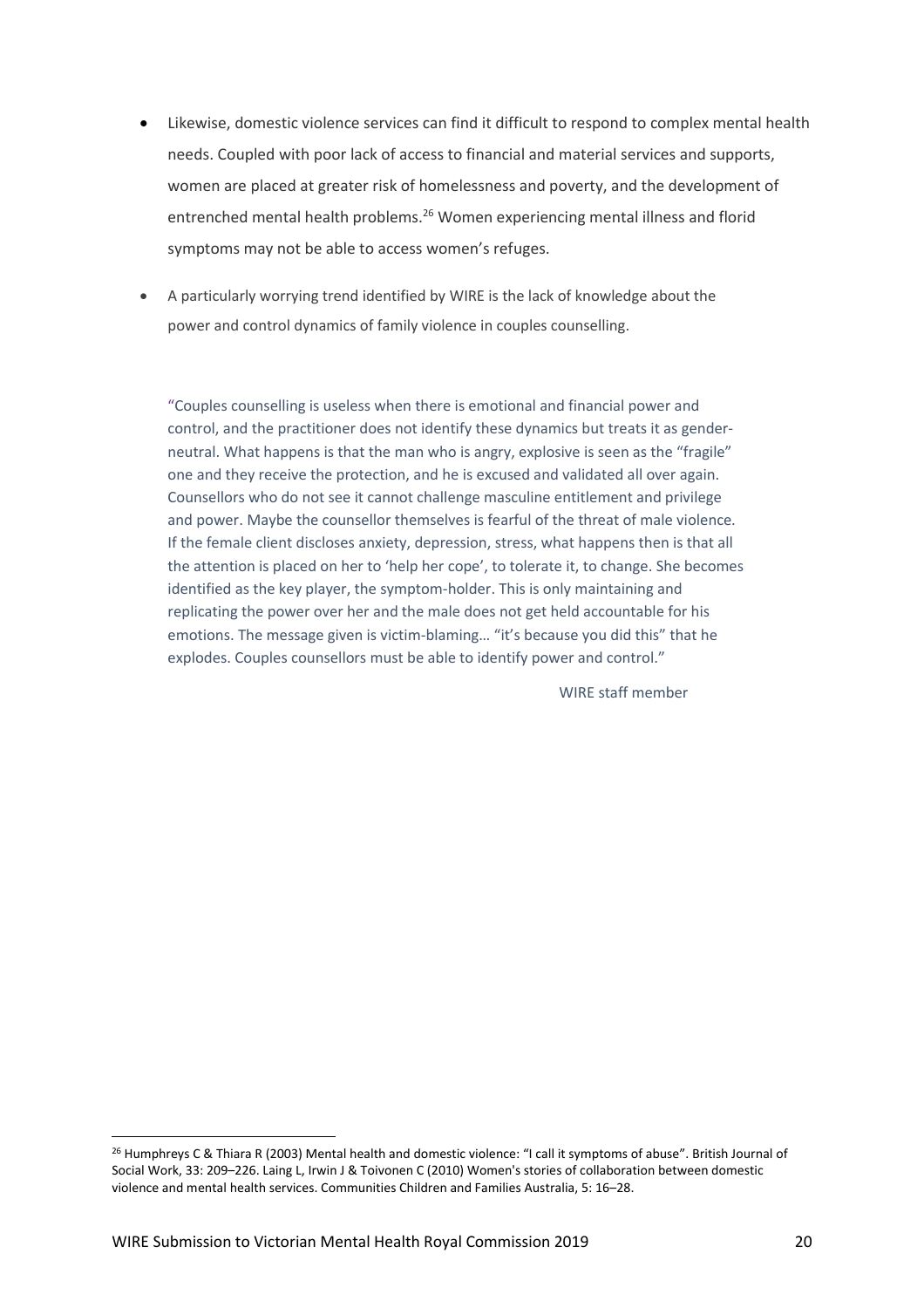- Likewise, domestic violence services can find it difficult to respond to complex mental health needs. Coupled with poor lack of access to financial and material services and supports, women are placed at greater risk of homelessness and poverty, and the development of entrenched mental health problems.[26] Women experiencing mental illness and florid symptoms may not be able to access women's refuges.
- A particularly worrying trend identified by WIRE is the lack of knowledge about the power and control dynamics of family violence in couples counselling.

> "Couples counselling is useless when there is emotional and financial power and control, and the practitioner does not identify these dynamics but treats it as gender-neutral. What happens is that the man who is angry, explosive is seen as the "fragile" one and they receive the protection, and he is excused and validated all over again. Counsellors who do not see it cannot challenge masculine entitlement and privilege and power. Maybe the counsellor themselves is fearful of the threat of male violence. If the female client discloses anxiety, depression, stress, what happens then is that all the attention is placed on her to 'help her cope', to tolerate it, to change. She becomes identified as the key player, the symptom-holder. This is only maintaining and replicating the power over her and the male does not get held accountable for his emotions. The message given is victim-blaming… "it's because you did this" that he explodes. Couples counsellors must be able to identify power and control."
>
> WIRE staff member

[26] Humphreys C & Thiara R (2003) Mental health and domestic violence: "I call it symptoms of abuse". British Journal of Social Work, 33: 209–226. Laing L, Irwin J & Toivonen C (2010) Women's stories of collaboration between domestic violence and mental health services. Communities Children and Families Australia, 5: 16–28.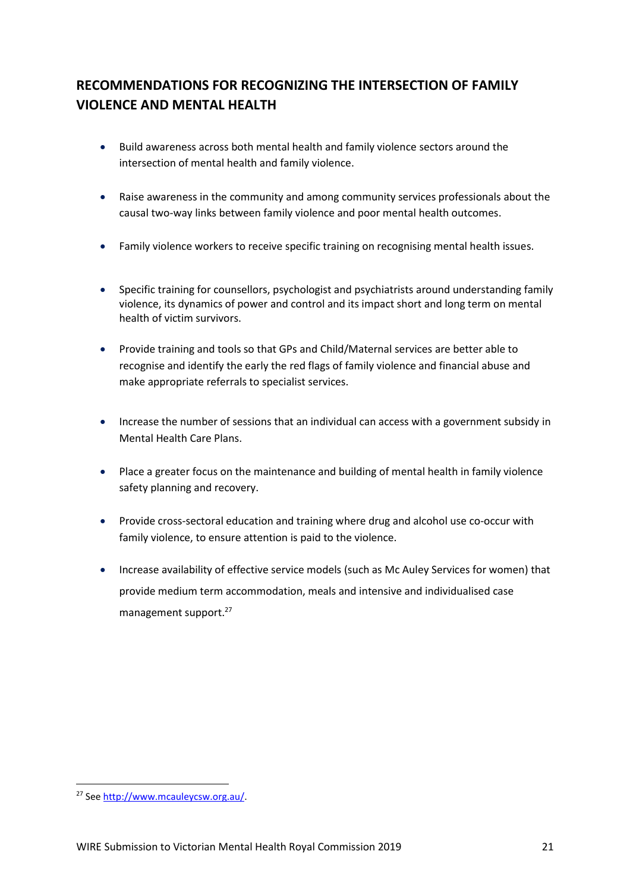## RECOMMENDATIONS FOR RECOGNIZING THE INTERSECTION OF FAMILY VIOLENCE AND MENTAL HEALTH

- Build awareness across both mental health and family violence sectors around the intersection of mental health and family violence.
- Raise awareness in the community and among community services professionals about the causal two-way links between family violence and poor mental health outcomes.
- Family violence workers to receive specific training on recognising mental health issues.
- Specific training for counsellors, psychologist and psychiatrists around understanding family violence, its dynamics of power and control and its impact short and long term on mental health of victim survivors.
- Provide training and tools so that GPs and Child/Maternal services are better able to recognise and identify the early the red flags of family violence and financial abuse and make appropriate referrals to specialist services.
- Increase the number of sessions that an individual can access with a government subsidy in Mental Health Care Plans.
- Place a greater focus on the maintenance and building of mental health in family violence safety planning and recovery.
- Provide cross-sectoral education and training where drug and alcohol use co-occur with family violence, to ensure attention is paid to the violence.
- Increase availability of effective service models (such as Mc Auley Services for women) that provide medium term accommodation, meals and intensive and individualised case management support.[27]

[27] See http://www.mcauleycsw.org.au/.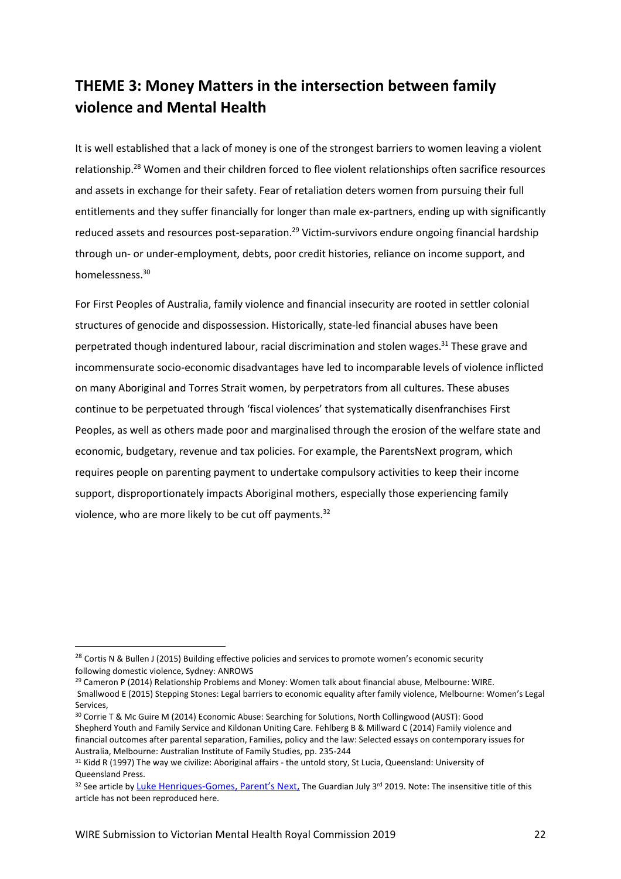## THEME 3: Money Matters in the intersection between family violence and Mental Health

It is well established that a lack of money is one of the strongest barriers to women leaving a violent relationship.[28] Women and their children forced to flee violent relationships often sacrifice resources and assets in exchange for their safety. Fear of retaliation deters women from pursuing their full entitlements and they suffer financially for longer than male ex-partners, ending up with significantly reduced assets and resources post-separation.[29] Victim-survivors endure ongoing financial hardship through un- or under-employment, debts, poor credit histories, reliance on income support, and homelessness.[30]

For First Peoples of Australia, family violence and financial insecurity are rooted in settler colonial structures of genocide and dispossession. Historically, state-led financial abuses have been perpetrated though indentured labour, racial discrimination and stolen wages.[31] These grave and incommensurate socio-economic disadvantages have led to incomparable levels of violence inflicted on many Aboriginal and Torres Strait women, by perpetrators from all cultures. These abuses continue to be perpetuated through 'fiscal violences' that systematically disenfranchises First Peoples, as well as others made poor and marginalised through the erosion of the welfare state and economic, budgetary, revenue and tax policies. For example, the ParentsNext program, which requires people on parenting payment to undertake compulsory activities to keep their income support, disproportionately impacts Aboriginal mothers, especially those experiencing family violence, who are more likely to be cut off payments.[32]

---

[28] Cortis N & Bullen J (2015) Building effective policies and services to promote women's economic security following domestic violence, Sydney: ANROWS

[29] Cameron P (2014) Relationship Problems and Money: Women talk about financial abuse, Melbourne: WIRE. Smallwood E (2015) Stepping Stones: Legal barriers to economic equality after family violence, Melbourne: Women's Legal Services,

[30] Corrie T & Mc Guire M (2014) Economic Abuse: Searching for Solutions, North Collingwood (AUST): Good Shepherd Youth and Family Service and Kildonan Uniting Care. Fehlberg B & Millward C (2014) Family violence and financial outcomes after parental separation, Families, policy and the law: Selected essays on contemporary issues for Australia, Melbourne: Australian Institute of Family Studies, pp. 235-244

[31] Kidd R (1997) The way we civilize: Aboriginal affairs - the untold story, St Lucia, Queensland: University of Queensland Press.

[32] See article by Luke Henriques-Gomes, Parent's Next, The Guardian July 3rd 2019. Note: The insensitive title of this article has not been reproduced here.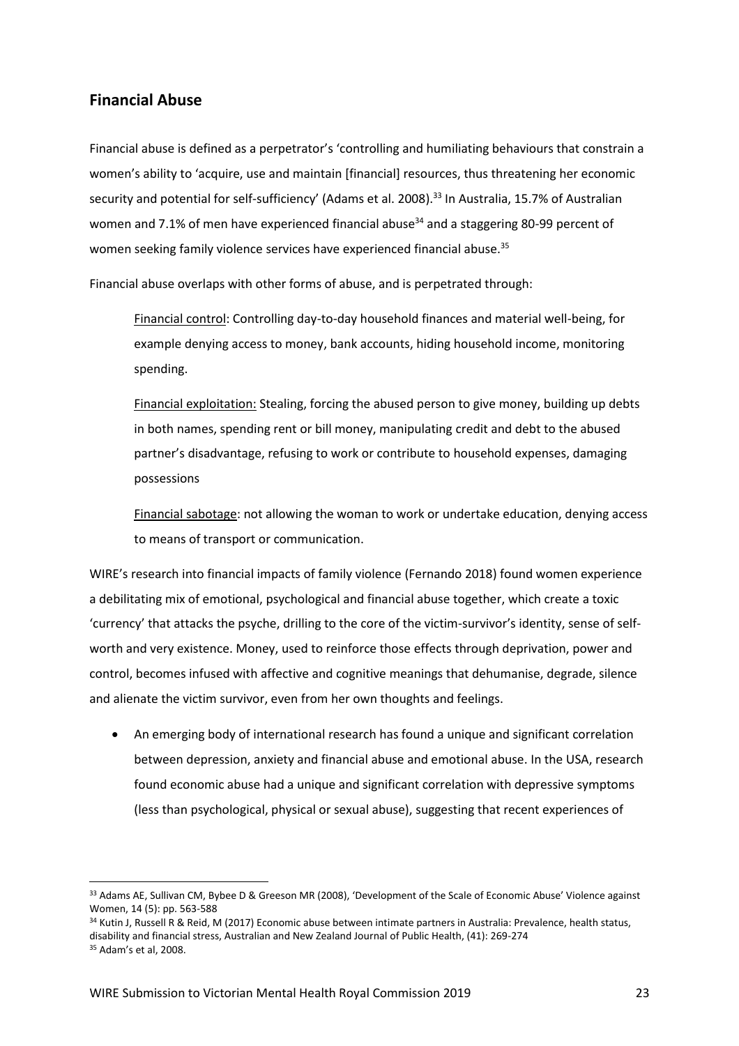## Financial Abuse

Financial abuse is defined as a perpetrator's 'controlling and humiliating behaviours that constrain a women's ability to 'acquire, use and maintain [financial] resources, thus threatening her economic security and potential for self-sufficiency' (Adams et al. 2008).[33] In Australia, 15.7% of Australian women and 7.1% of men have experienced financial abuse[34] and a staggering 80-99 percent of women seeking family violence services have experienced financial abuse.[35]

Financial abuse overlaps with other forms of abuse, and is perpetrated through:

> Financial control: Controlling day-to-day household finances and material well-being, for example denying access to money, bank accounts, hiding household income, monitoring spending.
>
> Financial exploitation: Stealing, forcing the abused person to give money, building up debts in both names, spending rent or bill money, manipulating credit and debt to the abused partner's disadvantage, refusing to work or contribute to household expenses, damaging possessions
>
> Financial sabotage: not allowing the woman to work or undertake education, denying access to means of transport or communication.

WIRE's research into financial impacts of family violence (Fernando 2018) found women experience a debilitating mix of emotional, psychological and financial abuse together, which create a toxic 'currency' that attacks the psyche, drilling to the core of the victim-survivor's identity, sense of self-worth and very existence. Money, used to reinforce those effects through deprivation, power and control, becomes infused with affective and cognitive meanings that dehumanise, degrade, silence and alienate the victim survivor, even from her own thoughts and feelings.

- An emerging body of international research has found a unique and significant correlation between depression, anxiety and financial abuse and emotional abuse. In the USA, research found economic abuse had a unique and significant correlation with depressive symptoms (less than psychological, physical or sexual abuse), suggesting that recent experiences of

---

[33] Adams AE, Sullivan CM, Bybee D & Greeson MR (2008), 'Development of the Scale of Economic Abuse' Violence against Women, 14 (5): pp. 563-588

[34] Kutin J, Russell R & Reid, M (2017) Economic abuse between intimate partners in Australia: Prevalence, health status, disability and financial stress, Australian and New Zealand Journal of Public Health, (41): 269-274

[35] Adam's et al, 2008.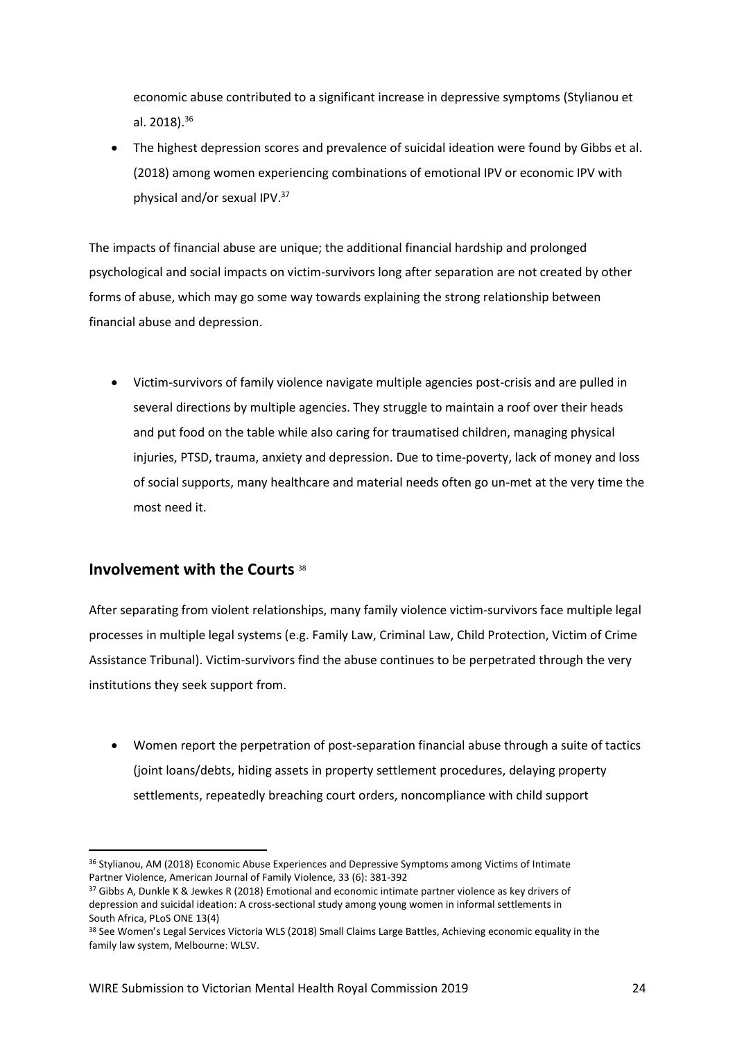economic abuse contributed to a significant increase in depressive symptoms (Stylianou et al. 2018).[36]

- The highest depression scores and prevalence of suicidal ideation were found by Gibbs et al. (2018) among women experiencing combinations of emotional IPV or economic IPV with physical and/or sexual IPV.[37]

The impacts of financial abuse are unique; the additional financial hardship and prolonged psychological and social impacts on victim-survivors long after separation are not created by other forms of abuse, which may go some way towards explaining the strong relationship between financial abuse and depression.

- Victim-survivors of family violence navigate multiple agencies post-crisis and are pulled in several directions by multiple agencies. They struggle to maintain a roof over their heads and put food on the table while also caring for traumatised children, managing physical injuries, PTSD, trauma, anxiety and depression. Due to time-poverty, lack of money and loss of social supports, many healthcare and material needs often go un-met at the very time the most need it.

## Involvement with the Courts [38]

After separating from violent relationships, many family violence victim-survivors face multiple legal processes in multiple legal systems (e.g. Family Law, Criminal Law, Child Protection, Victim of Crime Assistance Tribunal). Victim-survivors find the abuse continues to be perpetrated through the very institutions they seek support from.

- Women report the perpetration of post-separation financial abuse through a suite of tactics (joint loans/debts, hiding assets in property settlement procedures, delaying property settlements, repeatedly breaching court orders, noncompliance with child support

---

[36] Stylianou, AM (2018) Economic Abuse Experiences and Depressive Symptoms among Victims of Intimate Partner Violence, American Journal of Family Violence, 33 (6): 381-392

[37] Gibbs A, Dunkle K & Jewkes R (2018) Emotional and economic intimate partner violence as key drivers of depression and suicidal ideation: A cross-sectional study among young women in informal settlements in South Africa, PLoS ONE 13(4)

[38] See Women's Legal Services Victoria WLS (2018) Small Claims Large Battles, Achieving economic equality in the family law system, Melbourne: WLSV.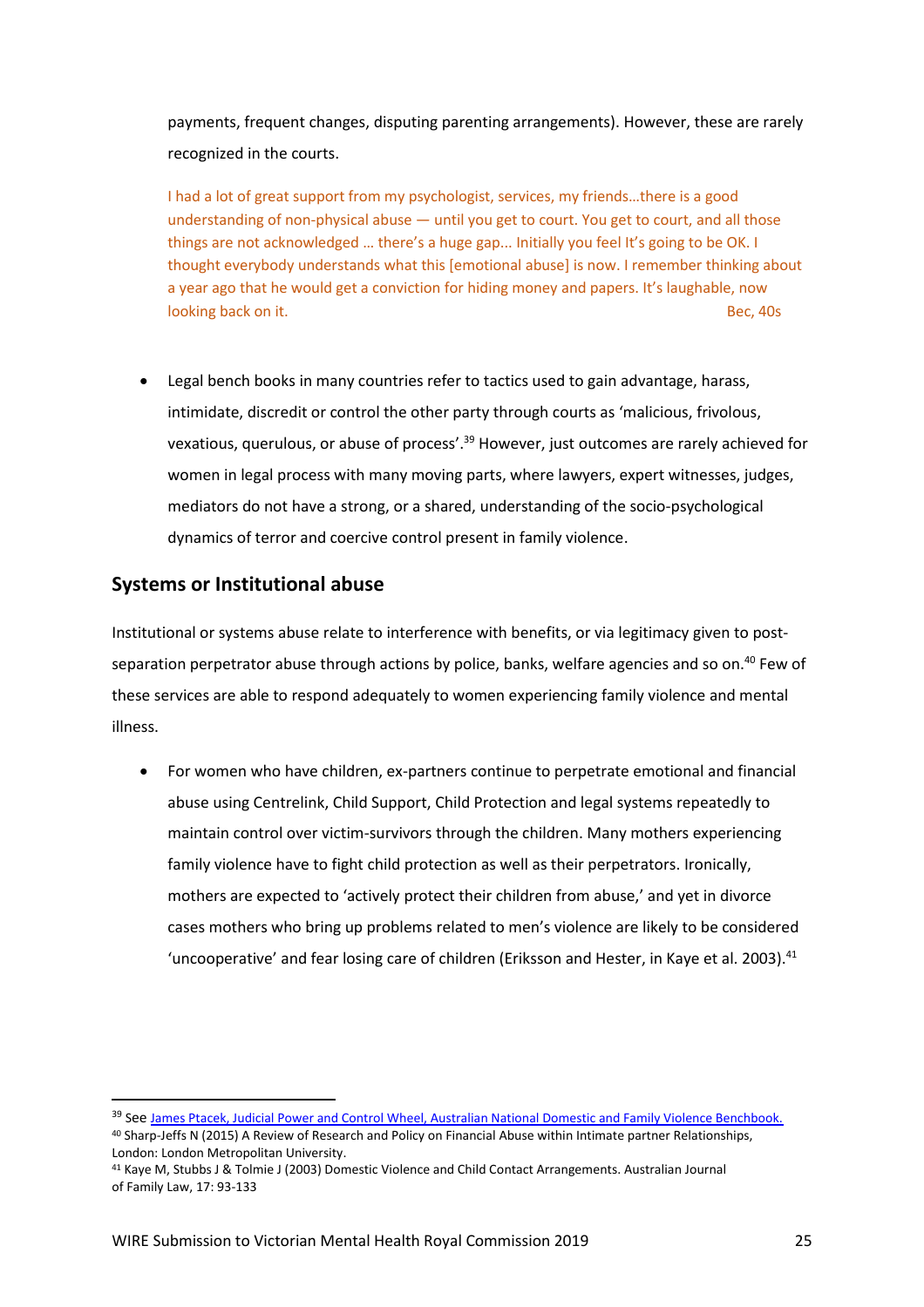payments, frequent changes, disputing parenting arrangements). However, these are rarely recognized in the courts.

> I had a lot of great support from my psychologist, services, my friends…there is a good understanding of non-physical abuse — until you get to court. You get to court, and all those things are not acknowledged … there's a huge gap... Initially you feel It's going to be OK. I thought everybody understands what this [emotional abuse] is now. I remember thinking about a year ago that he would get a conviction for hiding money and papers. It's laughable, now looking back on it. Bec, 40s

- Legal bench books in many countries refer to tactics used to gain advantage, harass, intimidate, discredit or control the other party through courts as 'malicious, frivolous, vexatious, querulous, or abuse of process'.[39] However, just outcomes are rarely achieved for women in legal process with many moving parts, where lawyers, expert witnesses, judges, mediators do not have a strong, or a shared, understanding of the socio-psychological dynamics of terror and coercive control present in family violence.

## Systems or Institutional abuse

Institutional or systems abuse relate to interference with benefits, or via legitimacy given to post-separation perpetrator abuse through actions by police, banks, welfare agencies and so on.[40] Few of these services are able to respond adequately to women experiencing family violence and mental illness.

- For women who have children, ex-partners continue to perpetrate emotional and financial abuse using Centrelink, Child Support, Child Protection and legal systems repeatedly to maintain control over victim-survivors through the children. Many mothers experiencing family violence have to fight child protection as well as their perpetrators. Ironically, mothers are expected to 'actively protect their children from abuse,' and yet in divorce cases mothers who bring up problems related to men's violence are likely to be considered 'uncooperative' and fear losing care of children (Eriksson and Hester, in Kaye et al. 2003).[41]

---

[39] See James Ptacek, Judicial Power and Control Wheel, Australian National Domestic and Family Violence Benchbook.

[40] Sharp-Jeffs N (2015) A Review of Research and Policy on Financial Abuse within Intimate partner Relationships, London: London Metropolitan University.

[41] Kaye M, Stubbs J & Tolmie J (2003) Domestic Violence and Child Contact Arrangements. Australian Journal of Family Law, 17: 93-133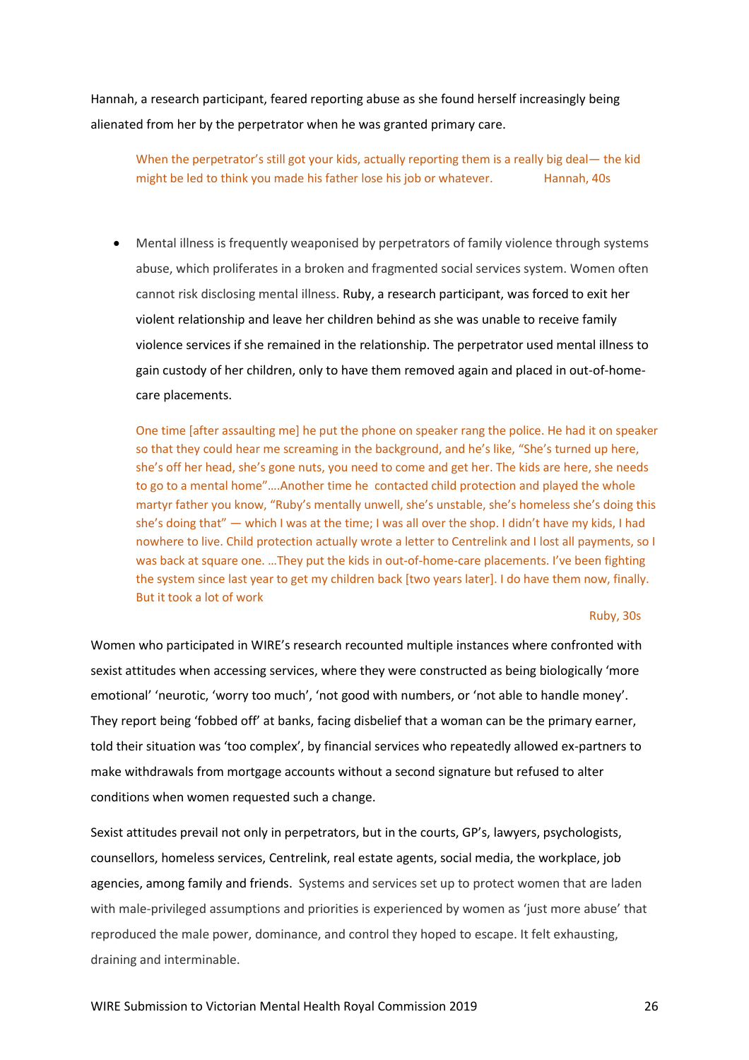Hannah, a research participant, feared reporting abuse as she found herself increasingly being alienated from her by the perpetrator when he was granted primary care.

> When the perpetrator's still got your kids, actually reporting them is a really big deal— the kid might be led to think you made his father lose his job or whatever. Hannah, 40s

- Mental illness is frequently weaponised by perpetrators of family violence through systems abuse, which proliferates in a broken and fragmented social services system. Women often cannot risk disclosing mental illness. Ruby, a research participant, was forced to exit her violent relationship and leave her children behind as she was unable to receive family violence services if she remained in the relationship. The perpetrator used mental illness to gain custody of her children, only to have them removed again and placed in out-of-home-care placements.

  > One time [after assaulting me] he put the phone on speaker rang the police. He had it on speaker so that they could hear me screaming in the background, and he's like, "She's turned up here, she's off her head, she's gone nuts, you need to come and get her. The kids are here, she needs to go to a mental home"….Another time he contacted child protection and played the whole martyr father you know, "Ruby's mentally unwell, she's unstable, she's homeless she's doing this she's doing that" — which I was at the time; I was all over the shop. I didn't have my kids, I had nowhere to live. Child protection actually wrote a letter to Centrelink and I lost all payments, so I was back at square one. …They put the kids in out-of-home-care placements. I've been fighting the system since last year to get my children back [two years later]. I do have them now, finally. But it took a lot of work
  >
  > Ruby, 30s

Women who participated in WIRE's research recounted multiple instances where confronted with sexist attitudes when accessing services, where they were constructed as being biologically 'more emotional' 'neurotic, 'worry too much', 'not good with numbers, or 'not able to handle money'. They report being 'fobbed off' at banks, facing disbelief that a woman can be the primary earner, told their situation was 'too complex', by financial services who repeatedly allowed ex-partners to make withdrawals from mortgage accounts without a second signature but refused to alter conditions when women requested such a change.

Sexist attitudes prevail not only in perpetrators, but in the courts, GP's, lawyers, psychologists, counsellors, homeless services, Centrelink, real estate agents, social media, the workplace, job agencies, among family and friends. Systems and services set up to protect women that are laden with male-privileged assumptions and priorities is experienced by women as 'just more abuse' that reproduced the male power, dominance, and control they hoped to escape. It felt exhausting, draining and interminable.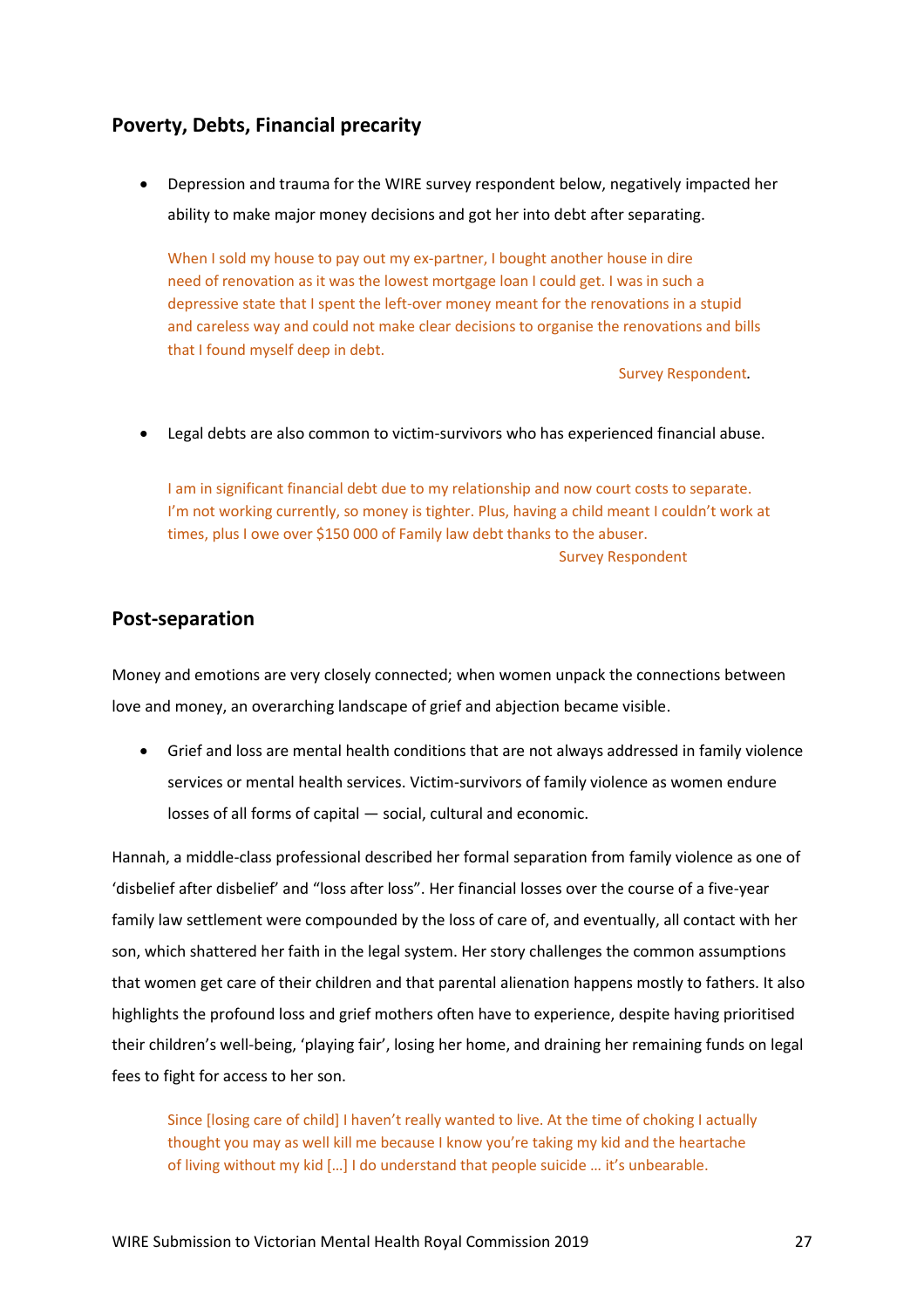## Poverty, Debts, Financial precarity

- Depression and trauma for the WIRE survey respondent below, negatively impacted her ability to make major money decisions and got her into debt after separating.

> When I sold my house to pay out my ex-partner, I bought another house in dire need of renovation as it was the lowest mortgage loan I could get. I was in such a depressive state that I spent the left-over money meant for the renovations in a stupid and careless way and could not make clear decisions to organise the renovations and bills that I found myself deep in debt.
>
> Survey Respondent.

- Legal debts are also common to victim-survivors who has experienced financial abuse.

> I am in significant financial debt due to my relationship and now court costs to separate. I'm not working currently, so money is tighter. Plus, having a child meant I couldn't work at times, plus I owe over $150 000 of Family law debt thanks to the abuser.
>
> Survey Respondent

## Post-separation

Money and emotions are very closely connected; when women unpack the connections between love and money, an overarching landscape of grief and abjection became visible.

- Grief and loss are mental health conditions that are not always addressed in family violence services or mental health services. Victim-survivors of family violence as women endure losses of all forms of capital — social, cultural and economic.

Hannah, a middle-class professional described her formal separation from family violence as one of 'disbelief after disbelief' and "loss after loss". Her financial losses over the course of a five-year family law settlement were compounded by the loss of care of, and eventually, all contact with her son, which shattered her faith in the legal system. Her story challenges the common assumptions that women get care of their children and that parental alienation happens mostly to fathers. It also highlights the profound loss and grief mothers often have to experience, despite having prioritised their children's well-being, 'playing fair', losing her home, and draining her remaining funds on legal fees to fight for access to her son.

> Since [losing care of child] I haven't really wanted to live. At the time of choking I actually thought you may as well kill me because I know you're taking my kid and the heartache of living without my kid [...] I do understand that people suicide … it's unbearable.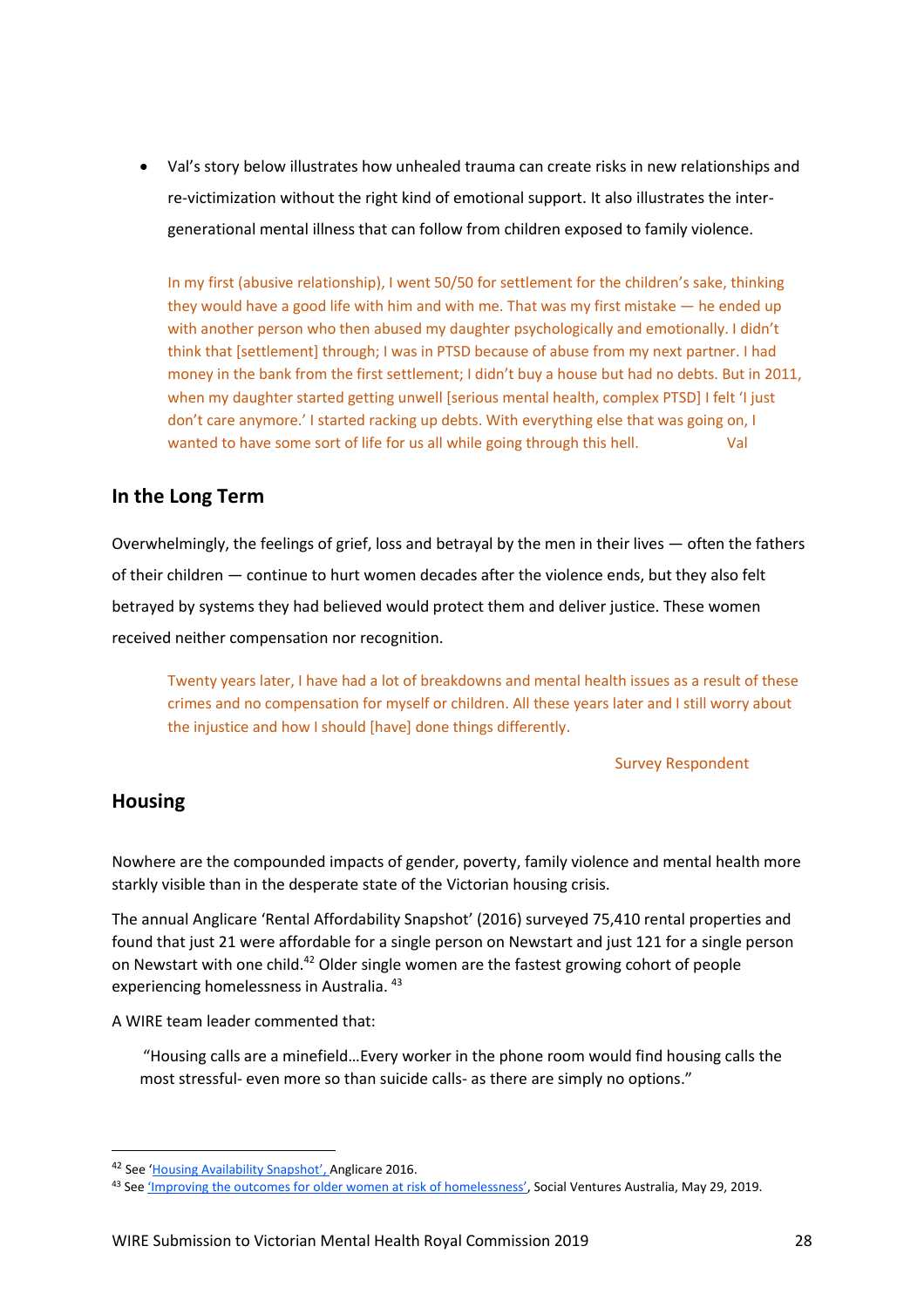- Val's story below illustrates how unhealed trauma can create risks in new relationships and re-victimization without the right kind of emotional support. It also illustrates the inter-generational mental illness that can follow from children exposed to family violence.

> In my first (abusive relationship), I went 50/50 for settlement for the children's sake, thinking they would have a good life with him and with me. That was my first mistake — he ended up with another person who then abused my daughter psychologically and emotionally. I didn't think that [settlement] through; I was in PTSD because of abuse from my next partner. I had money in the bank from the first settlement; I didn't buy a house but had no debts. But in 2011, when my daughter started getting unwell [serious mental health, complex PTSD] I felt 'I just don't care anymore.' I started racking up debts. With everything else that was going on, I wanted to have some sort of life for us all while going through this hell. Val

## In the Long Term

Overwhelmingly, the feelings of grief, loss and betrayal by the men in their lives — often the fathers of their children — continue to hurt women decades after the violence ends, but they also felt betrayed by systems they had believed would protect them and deliver justice. These women received neither compensation nor recognition.

> Twenty years later, I have had a lot of breakdowns and mental health issues as a result of these crimes and no compensation for myself or children. All these years later and I still worry about the injustice and how I should [have] done things differently.
>
> Survey Respondent

## Housing

Nowhere are the compounded impacts of gender, poverty, family violence and mental health more starkly visible than in the desperate state of the Victorian housing crisis.

The annual Anglicare 'Rental Affordability Snapshot' (2016) surveyed 75,410 rental properties and found that just 21 were affordable for a single person on Newstart and just 121 for a single person on Newstart with one child.[42] Older single women are the fastest growing cohort of people experiencing homelessness in Australia. [43]

A WIRE team leader commented that:

> "Housing calls are a minefield…Every worker in the phone room would find housing calls the most stressful- even more so than suicide calls- as there are simply no options."

---

[42] See 'Housing Availability Snapshot', Anglicare 2016.

[43] See 'Improving the outcomes for older women at risk of homelessness', Social Ventures Australia, May 29, 2019.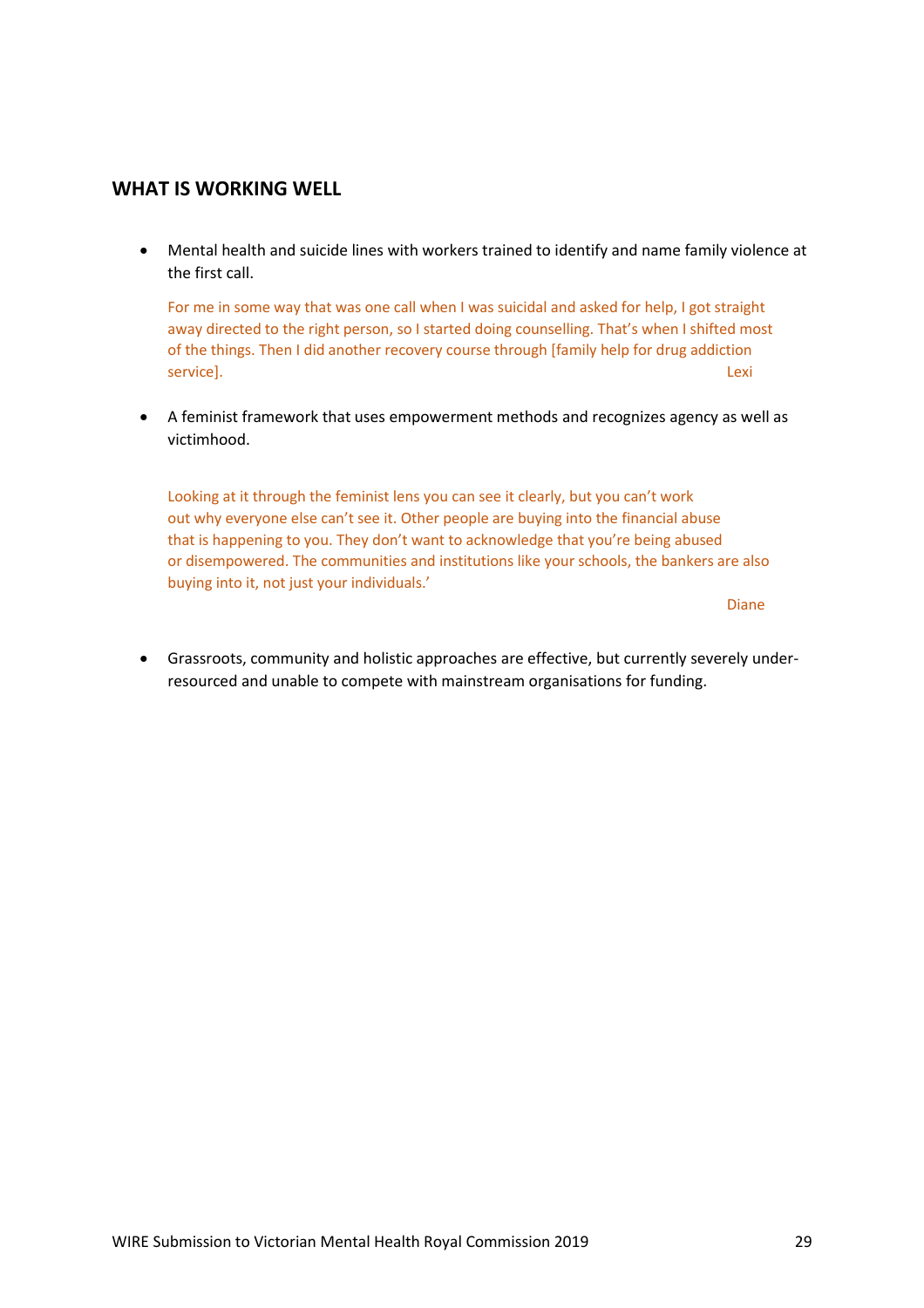## WHAT IS WORKING WELL

- Mental health and suicide lines with workers trained to identify and name family violence at the first call.

  > For me in some way that was one call when I was suicidal and asked for help, I got straight away directed to the right person, so I started doing counselling. That's when I shifted most of the things. Then I did another recovery course through [family help for drug addiction service].
  >
  > Lexi

- A feminist framework that uses empowerment methods and recognizes agency as well as victimhood.

  > Looking at it through the feminist lens you can see it clearly, but you can't work out why everyone else can't see it. Other people are buying into the financial abuse that is happening to you. They don't want to acknowledge that you're being abused or disempowered. The communities and institutions like your schools, the bankers are also buying into it, not just your individuals.'
  >
  > Diane

- Grassroots, community and holistic approaches are effective, but currently severely under-resourced and unable to compete with mainstream organisations for funding.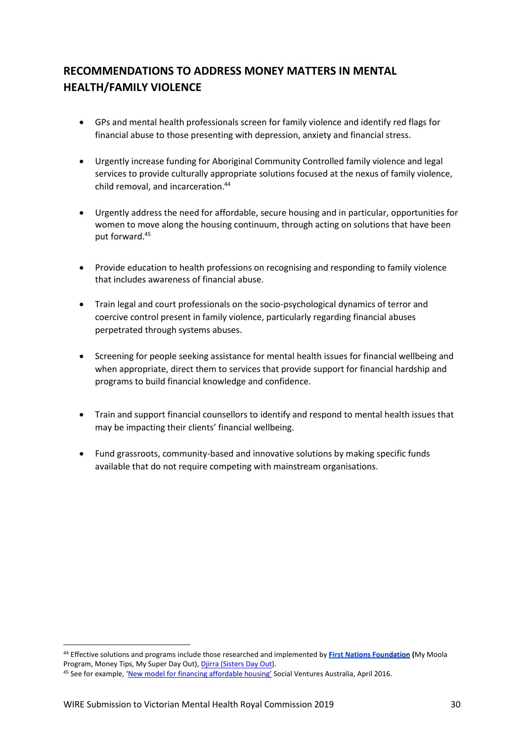## RECOMMENDATIONS TO ADDRESS MONEY MATTERS IN MENTAL HEALTH/FAMILY VIOLENCE

- GPs and mental health professionals screen for family violence and identify red flags for financial abuse to those presenting with depression, anxiety and financial stress.
- Urgently increase funding for Aboriginal Community Controlled family violence and legal services to provide culturally appropriate solutions focused at the nexus of family violence, child removal, and incarceration.[44]
- Urgently address the need for affordable, secure housing and in particular, opportunities for women to move along the housing continuum, through acting on solutions that have been put forward.[45]
- Provide education to health professions on recognising and responding to family violence that includes awareness of financial abuse.
- Train legal and court professionals on the socio-psychological dynamics of terror and coercive control present in family violence, particularly regarding financial abuses perpetrated through systems abuses.
- Screening for people seeking assistance for mental health issues for financial wellbeing and when appropriate, direct them to services that provide support for financial hardship and programs to build financial knowledge and confidence.
- Train and support financial counsellors to identify and respond to mental health issues that may be impacting their clients' financial wellbeing.
- Fund grassroots, community-based and innovative solutions by making specific funds available that do not require competing with mainstream organisations.

---

[44] Effective solutions and programs include those researched and implemented by **First Nations Foundation** **(**My Moola Program, Money Tips, My Super Day Out), Djirra (Sisters Day Out).

[45] See for example, 'New model for financing affordable housing' Social Ventures Australia, April 2016.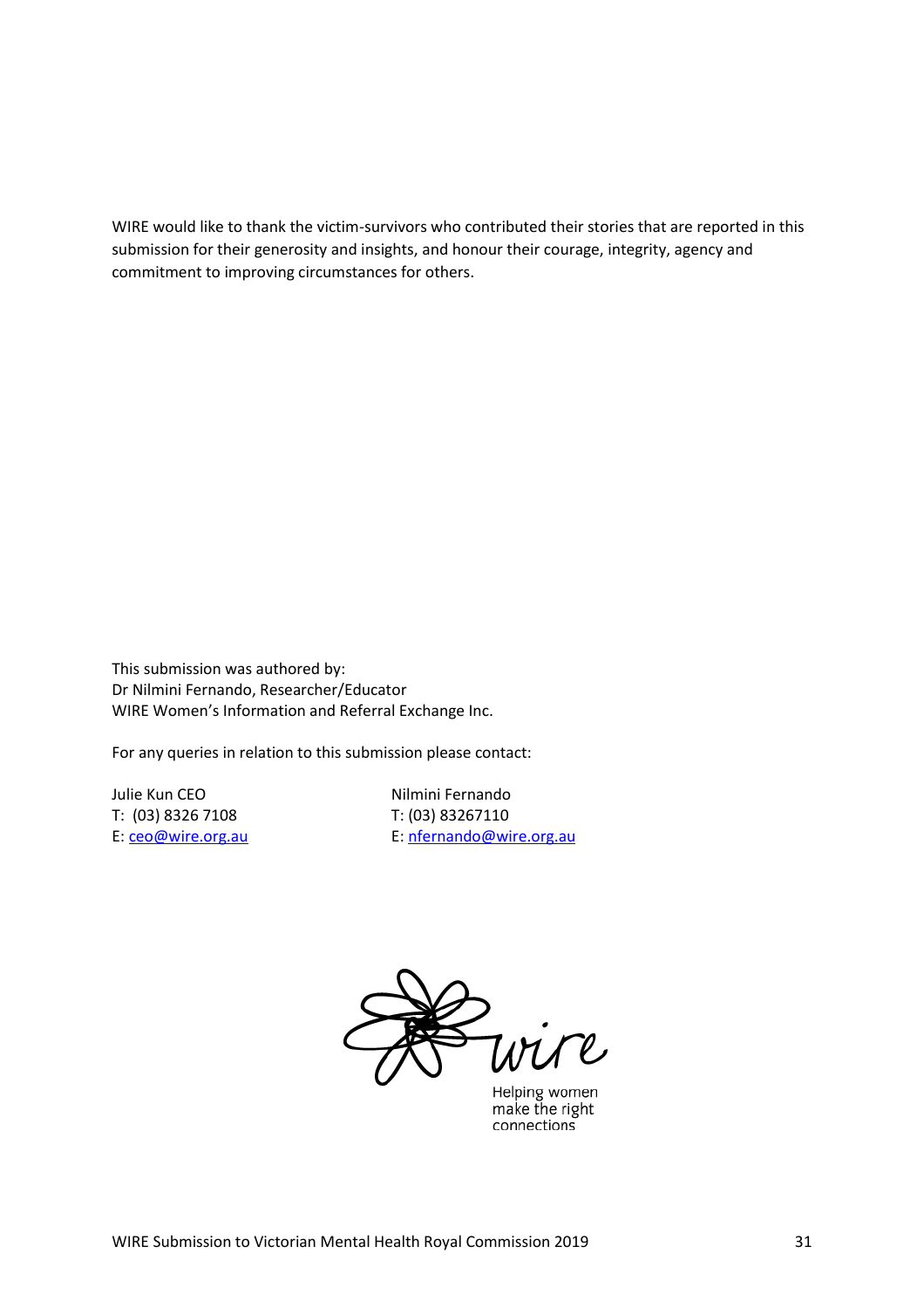WIRE would like to thank the victim-survivors who contributed their stories that are reported in this submission for their generosity and insights, and honour their courage, integrity, agency and commitment to improving circumstances for others.

This submission was authored by:
Dr Nilmini Fernando, Researcher/Educator
WIRE Women's Information and Referral Exchange Inc.

For any queries in relation to this submission please contact:

Julie Kun CEO
T: (03) 8326 7108
E: ceo@wire.org.au

Nilmini Fernando
T: (03) 83267110
E: nfernando@wire.org.au

wire

Helping women
make the right
connections